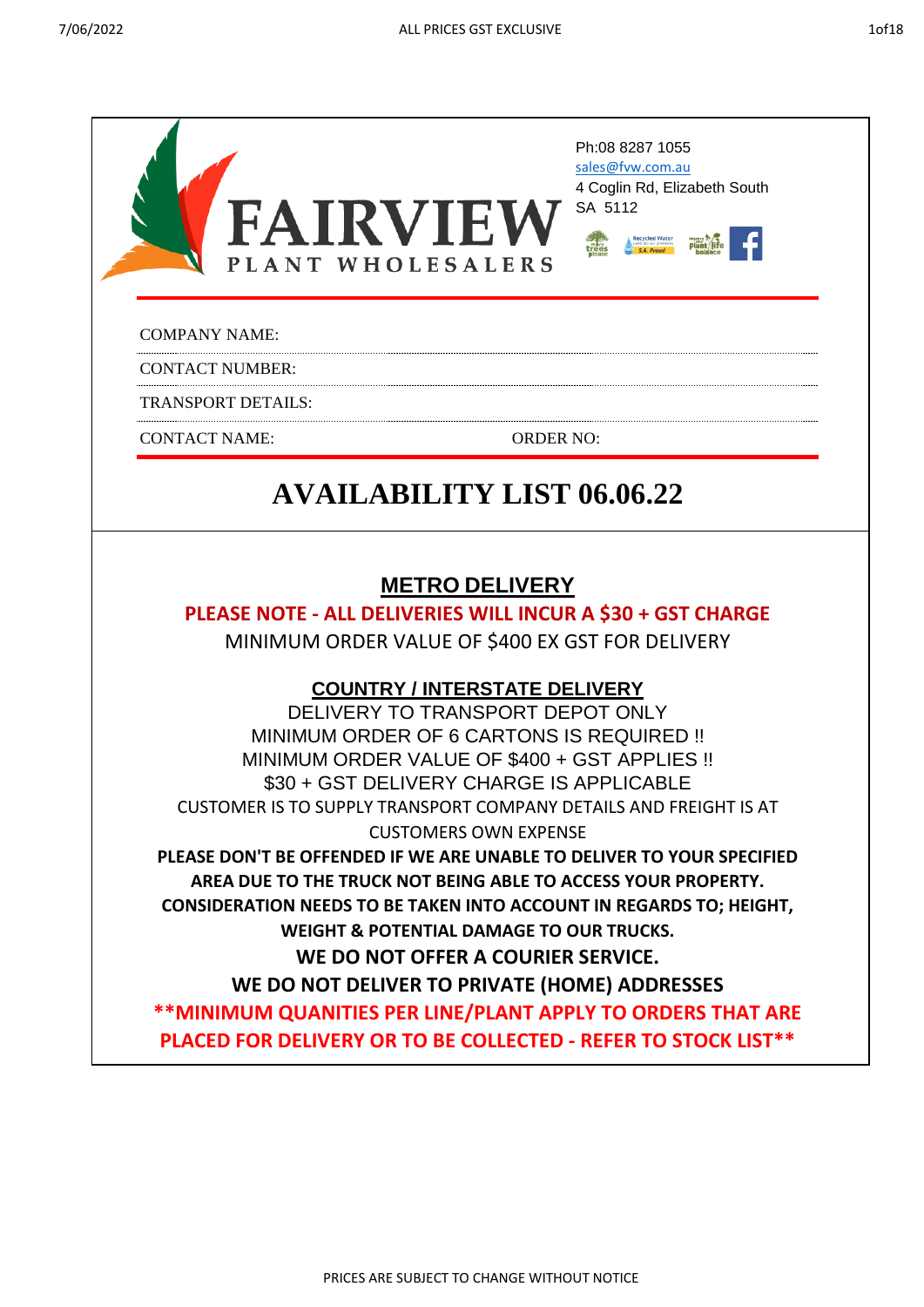# FAIRVIEW PLANT WHOLESALERS

Ph:08 8287 1055
sales@fvw.com.au
4 Coglin Rd, Elizabeth South
SA 5112

COMPANY NAME:

CONTACT NUMBER:

TRANSPORT DETAILS:

CONTACT NAME: ORDER NO:

# AVAILABILITY LIST 06.06.22

## METRO DELIVERY

**PLEASE NOTE - ALL DELIVERIES WILL INCUR A $30 + GST CHARGE**

MINIMUM ORDER VALUE OF $400 EX GST FOR DELIVERY

## COUNTRY / INTERSTATE DELIVERY

DELIVERY TO TRANSPORT DEPOT ONLY

MINIMUM ORDER OF 6 CARTONS IS REQUIRED !!

MINIMUM ORDER VALUE OF $400 + GST APPLIES !!

$30 + GST DELIVERY CHARGE IS APPLICABLE

CUSTOMER IS TO SUPPLY TRANSPORT COMPANY DETAILS AND FREIGHT IS AT CUSTOMERS OWN EXPENSE

**PLEASE DON'T BE OFFENDED IF WE ARE UNABLE TO DELIVER TO YOUR SPECIFIED AREA DUE TO THE TRUCK NOT BEING ABLE TO ACCESS YOUR PROPERTY. CONSIDERATION NEEDS TO BE TAKEN INTO ACCOUNT IN REGARDS TO; HEIGHT, WEIGHT & POTENTIAL DAMAGE TO OUR TRUCKS.**

**WE DO NOT OFFER A COURIER SERVICE.**

**WE DO NOT DELIVER TO PRIVATE (HOME) ADDRESSES**

****MINIMUM QUANITIES PER LINE/PLANT APPLY TO ORDERS THAT ARE PLACED FOR DELIVERY OR TO BE COLLECTED - REFER TO STOCK LIST****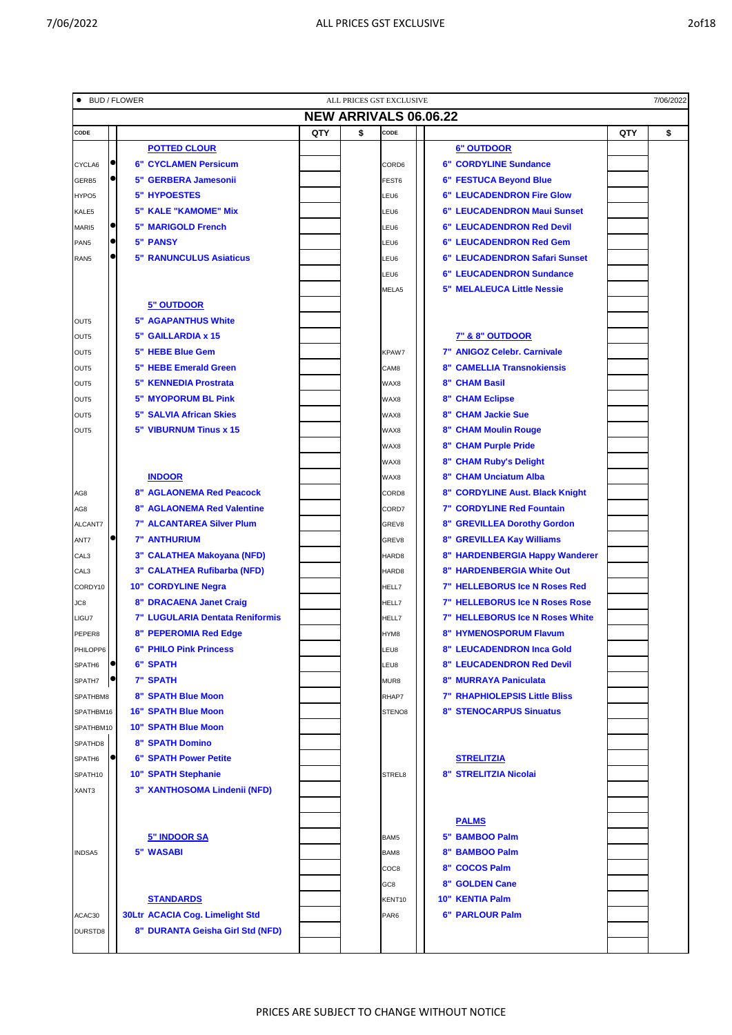● BUD / FLOWER | ALL PRICES GST EXCLUSIVE | 7/06/2022

## NEW ARRIVALS 06.06.22

| CODE | | | QTY | $ | CODE | | | QTY | $ |
|---|---|---|---|---|---|---|---|---|---|
| | | **POTTED CLOUR** | | | | | **6" OUTDOOR** | | |
| CYCLA6 | ● | **6" CYCLAMEN Persicum** | | | CORD6 | | **6" CORDYLINE Sundance** | | |
| GERB5 | ● | **5" GERBERA Jamesonii** | | | FEST6 | | **6" FESTUCA Beyond Blue** | | |
| HYPO5 | | **5" HYPOESTES** | | | LEU6 | | **6" LEUCADENDRON Fire Glow** | | |
| KALE5 | | **5" KALE "KAMOME" Mix** | | | LEU6 | | **6" LEUCADENDRON Maui Sunset** | | |
| MARI5 | ● | **5" MARIGOLD French** | | | LEU6 | | **6" LEUCADENDRON Red Devil** | | |
| PAN5 | ● | **5" PANSY** | | | LEU6 | | **6" LEUCADENDRON Red Gem** | | |
| RAN5 | ● | **5" RANUNCULUS Asiaticus** | | | LEU6 | | **6" LEUCADENDRON Safari Sunset** | | |
| | | | | | LEU6 | | **6" LEUCADENDRON Sundance** | | |
| | | | | | MELA5 | | **5" MELALEUCA Little Nessie** | | |
| | | **5" OUTDOOR** | | | | | | | |
| OUT5 | | **5" AGAPANTHUS White** | | | | | | | |
| OUT5 | | **5" GAILLARDIA x 15** | | | | | **7" & 8" OUTDOOR** | | |
| OUT5 | | **5" HEBE Blue Gem** | | | KPAW7 | | **7" ANIGOZ Celebr. Carnivale** | | |
| OUT5 | | **5" HEBE Emerald Green** | | | CAM8 | | **8" CAMELLIA Transnokiensis** | | |
| OUT5 | | **5" KENNEDIA Prostrata** | | | WAX8 | | **8" CHAM Basil** | | |
| OUT5 | | **5" MYOPORUM BL Pink** | | | WAX8 | | **8" CHAM Eclipse** | | |
| OUT5 | | **5" SALVIA African Skies** | | | WAX8 | | **8" CHAM Jackie Sue** | | |
| OUT5 | | **5" VIBURNUM Tinus x 15** | | | WAX8 | | **8" CHAM Moulin Rouge** | | |
| | | | | | WAX8 | | **8" CHAM Purple Pride** | | |
| | | | | | WAX8 | | **8" CHAM Ruby's Delight** | | |
| | | **INDOOR** | | | WAX8 | | **8" CHAM Unciatum Alba** | | |
| AG8 | | **8" AGLAONEMA Red Peacock** | | | CORD8 | | **8" CORDYLINE Aust. Black Knight** | | |
| AG8 | | **8" AGLAONEMA Red Valentine** | | | CORD7 | | **7" CORDYLINE Red Fountain** | | |
| ALCANT7 | | **7" ALCANTAREA Silver Plum** | | | GREV8 | | **8" GREVILLEA Dorothy Gordon** | | |
| ANT7 | ● | **7" ANTHURIUM** | | | GREV8 | | **8" GREVILLEA Kay Williams** | | |
| CAL3 | | **3" CALATHEA Makoyana (NFD)** | | | HARD8 | | **8" HARDENBERGIA Happy Wanderer** | | |
| CAL3 | | **3" CALATHEA Rufibarba (NFD)** | | | HARD8 | | **8" HARDENBERGIA White Out** | | |
| CORDY10 | | **10" CORDYLINE Negra** | | | HELL7 | | **7" HELLEBORUS Ice N Roses Red** | | |
| JC8 | | **8" DRACAENA Janet Craig** | | | HELL7 | | **7" HELLEBORUS Ice N Roses Rose** | | |
| LIGU7 | | **7" LUGULARIA Dentata Reniformis** | | | HELL7 | | **7" HELLEBORUS Ice N Roses White** | | |
| PEPER8 | | **8" PEPEROMIA Red Edge** | | | HYM8 | | **8" HYMENOSPORUM Flavum** | | |
| PHILOPP6 | | **6" PHILO Pink Princess** | | | LEU8 | | **8" LEUCADENDRON Inca Gold** | | |
| SPATH6 | ● | **6" SPATH** | | | LEU8 | | **8" LEUCADENDRON Red Devil** | | |
| SPATH7 | ● | **7" SPATH** | | | MUR8 | | **8" MURRAYA Paniculata** | | |
| SPATHBM8 | | **8" SPATH Blue Moon** | | | RHAP7 | | **7" RHAPHIOLEPSIS Little Bliss** | | |
| SPATHBM16 | | **16" SPATH Blue Moon** | | | STENO8 | | **8" STENOCARPUS Sinuatus** | | |
| SPATHBM10 | | **10" SPATH Blue Moon** | | | | | | | |
| SPATHD8 | | **8" SPATH Domino** | | | | | | | |
| SPATH6 | ● | **6" SPATH Power Petite** | | | | | **STRELITZIA** | | |
| SPATH10 | | **10" SPATH Stephanie** | | | STREL8 | | **8" STRELITZIA Nicolai** | | |
| XANT3 | | **3" XANTHOSOMA Lindenii (NFD)** | | | | | | | |
| | | | | | | | | | |
| | | | | | | | **PALMS** | | |
| | | **5" INDOOR SA** | | | BAM5 | | **5" BAMBOO Palm** | | |
| INDSA5 | | **5" WASABI** | | | BAM8 | | **8" BAMBOO Palm** | | |
| | | | | | COC8 | | **8" COCOS Palm** | | |
| | | | | | GC8 | | **8" GOLDEN Cane** | | |
| | | **STANDARDS** | | | KENT10 | | **10" KENTIA Palm** | | |
| ACAC30 | | **30Ltr ACACIA Cog. Limelight Std** | | | PAR6 | | **6" PARLOUR Palm** | | |
| DURSTD8 | | **8" DURANTA Geisha Girl Std (NFD)** | | | | | | | |

PRICES ARE SUBJECT TO CHANGE WITHOUT NOTICE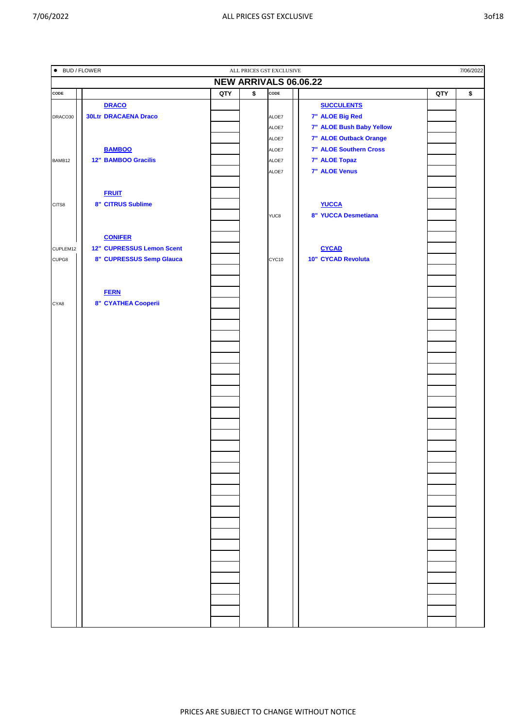● BUD / FLOWER — ALL PRICES GST EXCLUSIVE — 7/06/2022

## NEW ARRIVALS 06.06.22

| CODE | | QTY | $ | CODE | | QTY | $ |
|---|---|---|---|---|---|---|---|
| | **DRACO** | | | | **SUCCULENTS** | | |
| DRACO30 | **30Ltr DRACAENA Draco** | | | ALOE7 | **7" ALOE Big Red** | | |
| | | | | ALOE7 | **7" ALOE Bush Baby Yellow** | | |
| | | | | ALOE7 | **7" ALOE Outback Orange** | | |
| | **BAMBOO** | | | ALOE7 | **7" ALOE Southern Cross** | | |
| BAMB12 | **12" BAMBOO Gracilis** | | | ALOE7 | **7" ALOE Topaz** | | |
| | | | | ALOE7 | **7" ALOE Venus** | | |
| | **FRUIT** | | | | | | |
| CITS8 | **8" CITRUS Sublime** | | | | **YUCCA** | | |
| | | | | YUC8 | **8" YUCCA Desmetiana** | | |
| | **CONIFER** | | | | | | |
| CUPLEM12 | **12" CUPRESSUS Lemon Scent** | | | | **CYCAD** | | |
| CUPG8 | **8" CUPRESSUS Semp Glauca** | | | CYC10 | **10" CYCAD Revoluta** | | |
| | **FERN** | | | | | | |
| CYA8 | **8" CYATHEA Cooperii** | | | | | | |

PRICES ARE SUBJECT TO CHANGE WITHOUT NOTICE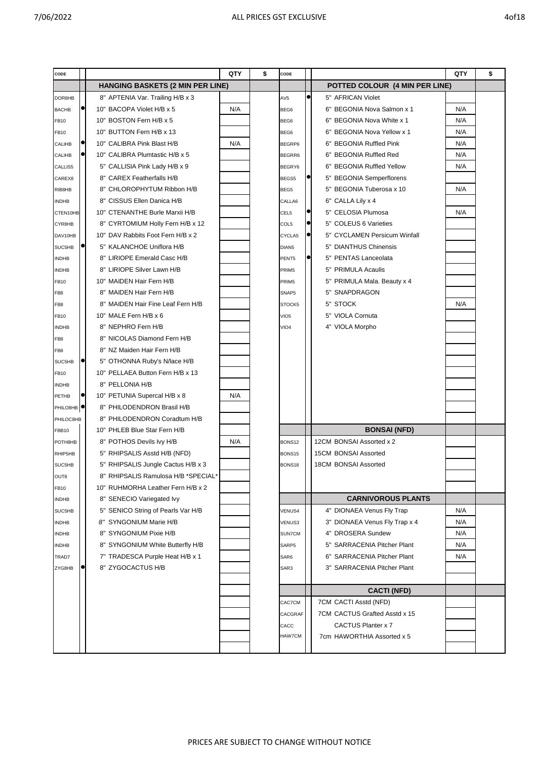7/06/2022 ALL PRICES GST EXCLUSIVE

| CODE | | | QTY | $ | CODE | | | QTY | $ |
|---|---|---|---|---|---|---|---|---|---|
| | | **HANGING BASKETS (2 MIN PER LINE)** | | | | | **POTTED COLOUR (4 MIN PER LINE)** | | |
| DOR8HB | | 8" APTENIA Var. Trailing H/B x 3 | | | AV5 | ● | 5" AFRICAN Violet | | |
| BACHB | ● | 10" BACOPA Violet H/B x 5 | N/A | | BEG6 | | 6" BEGONIA Nova Salmon x 1 | N/A | |
| FB10 | | 10" BOSTON Fern H/B x 5 | | | BEG6 | | 6" BEGONIA Nova White x 1 | N/A | |
| FB10 | | 10" BUTTON Fern H/B x 13 | | | BEG6 | | 6" BEGONIA Nova Yellow x 1 | N/A | |
| CALIHB | ● | 10" CALIBRA Pink Blast H/B | N/A | | BEGRP6 | | 6" BEGONIA Ruffled Pink | N/A | |
| CALIHB | ● | 10" CALIBRA Plumtastic H/B x 5 | | | BEGRR6 | | 6" BEGONIA Ruffled Red | N/A | |
| CALLIS5 | | 5" CALLISIA Pink Lady H/B x 9 | | | BEGRY6 | | 6" BEGONIA Ruffled Yellow | N/A | |
| CAREX8 | | 8" CAREX Featherfalls H/B | | | BEGS5 | ● | 5" BEGONIA Semperflorens | | |
| RIB8HB | | 8" CHLOROPHYTUM Ribbon H/B | | | BEG5 | | 5" BEGONIA Tuberosa x 10 | N/A | |
| INDHB | | 8" CISSUS Ellen Danica H/B | | | CALLA6 | | 6" CALLA Lily x 4 | | |
| CTEN10HB | | 10" CTENANTHE Burle Marxii H/B | | | CEL5 | ● | 5" CELOSIA Plumosa | N/A | |
| CYR8HB | | 8" CYRTOMIUM Holly Fern H/B x 12 | | | COL5 | ● | 5" COLEUS 6 Varieties | | |
| DAV10HB | | 10" DAV Rabbits Foot Fern H/B x 2 | | | CYCLA5 | ● | 5" CYCLAMEN Persicum Winfall | | |
| SUC5HB | ● | 5" KALANCHOE Uniflora H/B | | | DIAN5 | | 5" DIANTHUS Chinensis | | |
| INDHB | | 8" LIRIOPE Emerald Casc H/B | | | PENT5 | ● | 5" PENTAS Lanceolata | | |
| INDHB | | 8" LIRIOPE Silver Lawn H/B | | | PRIM5 | | 5" PRIMULA Acaulis | | |
| FB10 | | 10" MAIDEN Hair Fern H/B | | | PRIM5 | | 5" PRIMULA Mala. Beauty x 4 | | |
| FB8 | | 8" MAIDEN Hair Fern H/B | | | SNAP5 | | 5" SNAPDRAGON | | |
| FB8 | | 8" MAIDEN Hair Fine Leaf Fern H/B | | | STOCK5 | | 5" STOCK | N/A | |
| FB10 | | 10" MALE Fern H/B x 6 | | | VIO5 | | 5" VIOLA Cornuta | | |
| INDHB | | 8" NEPHRO Fern H/B | | | VIO4 | | 4" VIOLA Morpho | | |
| FB8 | | 8" NICOLAS Diamond Fern H/B | | | | | | | |
| FB8 | | 8" NZ Maiden Hair Fern H/B | | | | | | | |
| SUC5HB | ● | 5" OTHONNA Ruby's N/lace H/B | | | | | | | |
| FB10 | | 10" PELLAEA Button Fern H/B x 13 | | | | | | | |
| INDHB | | 8" PELLONIA H/B | | | | | | | |
| PETHB | ● | 10" PETUNIA Supercal H/B x 8 | N/A | | | | | | |
| PHILO8HB | ● | 8" PHILODENDRON Brasil H/B | | | | | | | |
| PHILOC8HB | | 8" PHILODENDRON Coradtum H/B | | | | | | | |
| FBB10 | | 10" PHLEB Blue Star Fern H/B | | | | | **BONSAI (NFD)** | | |
| POTH8HB | | 8" POTHOS Devils Ivy H/B | N/A | | BONS12 | | 12CM BONSAI Assorted x 2 | | |
| RHIP5HB | | 5" RHIPSALIS Asstd H/B (NFD) | | | BONS15 | | 15CM BONSAI Assorted | | |
| SUC5HB | | 5" RHIPSALIS Jungle Cactus H/B x 3 | | | BONS18 | | 18CM BONSAI Assorted | | |
| OUT8 | | 8" RHIPSALIS Ramulosa H/B *SPECIAL* | | | | | | | |
| FB10 | | 10" RUHMORHA Leather Fern H/B x 2 | | | | | | | |
| INDHB | | 8" SENECIO Variegated Ivy | | | | | **CARNIVOROUS PLANTS** | | |
| SUC5HB | | 5" SENICO String of Pearls Var H/B | | | VENUS4 | | 4" DIONAEA Venus Fly Trap | N/A | |
| INDHB | | 8" SYNGONIUM Marie H/B | | | VENUS3 | | 3" DIONAEA Venus Fly Trap x 4 | N/A | |
| INDHB | | 8" SYNGONIUM Pixie H/B | | | SUN7CM | | 4" DROSERA Sundew | N/A | |
| INDHB | | 8" SYNGONIUM White Butterfly H/B | | | SARP5 | | 5" SARRACENIA Pitcher Plant | N/A | |
| TRAD7 | | 7" TRADESCA Purple Heat H/B x 1 | | | SAR6 | | 6" SARRACENIA Pitcher Plant | N/A | |
| ZYG8HB | ● | 8" ZYGOCACTUS H/B | | | SAR3 | | 3" SARRACENIA Pitcher Plant | | |
| | | | | | | | | | |
| | | | | | | | **CACTI (NFD)** | | |
| | | | | | CAC7CM | | 7CM CACTI Asstd (NFD) | | |
| | | | | | CACGRAF | | 7CM CACTUS Grafted Asstd x 15 | | |
| | | | | | CACC | | CACTUS Planter x 7 | | |
| | | | | | HAW7CM | | 7cm HAWORTHIA Assorted x 5 | | |

PRICES ARE SUBJECT TO CHANGE WITHOUT NOTICE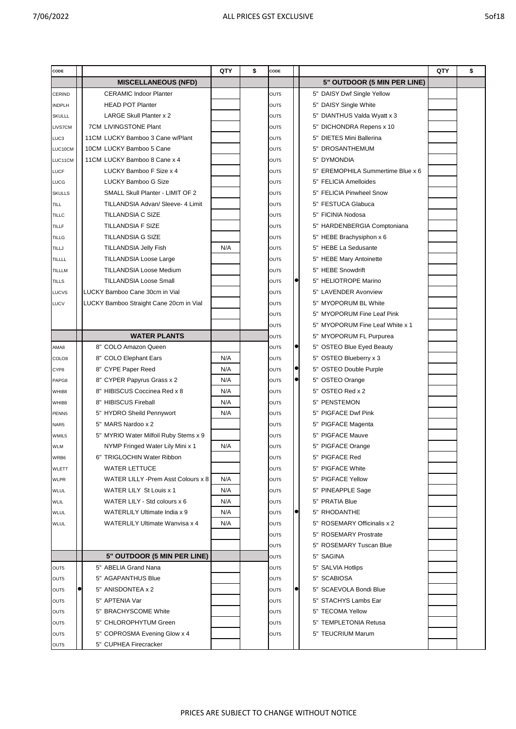ALL PRICES GST EXCLUSIVE

| CODE | | | QTY | $ |
|---|---|---|---|---|
| | | **MISCELLANEOUS (NFD)** | | |
| CERIND | | CERAMIC Indoor Planter | | |
| INDPLH | | HEAD POT Planter | | |
| SKULLL | | LARGE Skull Planter x 2 | | |
| LIVS7CM | | 7CM LIVINGSTONE Plant | | |
| LUC3 | | 11CM LUCKY Bamboo 3 Cane w/Plant | | |
| LUC10CM | | 10CM LUCKY Bamboo 5 Cane | | |
| LUC11CM | | 11CM LUCKY Bamboo 8 Cane x 4 | | |
| LUCF | | LUCKY Bamboo F Size x 4 | | |
| LUCG | | LUCKY Bamboo G Size | | |
| SKULLS | | SMALL Skull Planter - LIMIT OF 2 | | |
| TILL | | TILLANDSIA Advan/ Sleeve- 4 Limit | | |
| TILLC | | TILLANDSIA C SIZE | | |
| TILLF | | TILLANDSIA F SIZE | | |
| TILLG | | TILLANDSIA G SIZE | | |
| TILLJ | | TILLANDSIA Jelly Fish | N/A | |
| TILLLL | | TILLANDSIA Loose Large | | |
| TILLLM | | TILLANDSIA Loose Medium | | |
| TILLS | | TILLANDSIA Loose Small | | |
| LUCVS | | LUCKY Bamboo Cane 30cm in Vial | | |
| LUCV | | LUCKY Bamboo Straight Cane 20cm in Vial | | |
| | | | | |
| | | | | |
| | | **WATER PLANTS** | | |
| AMA8 | | 8" COLO Amazon Queen | | |
| COLO8 | | 8" COLO Elephant Ears | N/A | |
| CYP8 | | 8" CYPE Paper Reed | N/A | |
| PAPG8 | | 8" CYPER Papyrus Grass x 2 | N/A | |
| WHIB8 | | 8" HIBISCUS Coccinea Red x 8 | N/A | |
| WHIB8 | | 8" HIBISCUS Fireball | N/A | |
| PENN5 | | 5" HYDRO Sheild Pennywort | N/A | |
| NAR5 | | 5" MARS Nardoo x 2 | | |
| WMIL5 | | 5" MYRIO Water Milfoil Ruby Stems x 9 | | |
| WLM | | NYMP Fringed Water Lily Mini x 1 | N/A | |
| WRB6 | | 6" TRIGLOCHIN Water Ribbon | | |
| WLETT | | WATER LETTUCE | | |
| WLPR | | WATER LILLY -Prem Asst Colours x 8 | N/A | |
| WLUL | | WATER LILY St Louis x 1 | N/A | |
| WLIL | | WATER LILY - Std colours x 6 | N/A | |
| WLUL | | WATERLILY Ultimate India x 9 | N/A | |
| WLUL | | WATERLILY Ultimate Wanvisa x 4 | N/A | |
| | | | | |
| | | | | |
| | | **5" OUTDOOR (5 MIN PER LINE)** | | |
| OUT5 | | 5" ABELIA Grand Nana | | |
| OUT5 | | 5" AGAPANTHUS Blue | | |
| OUT5 | ● | 5" ANISDONTEA x 2 | | |
| OUT5 | | 5" APTENIA Var | | |
| OUT5 | | 5" BRACHYSCOME White | | |
| OUT5 | | 5" CHLOROPHYTUM Green | | |
| OUT5 | | 5" COPROSMA Evening Glow x 4 | | |
| OUT5 | | 5" CUPHEA Firecracker | | |

| CODE | | | QTY | $ |
|---|---|---|---|---|
| | | **5" OUTDOOR (5 MIN PER LINE)** | | |
| OUT5 | | 5" DAISY Dwf Single Yellow | | |
| OUT5 | | 5" DAISY Single White | | |
| OUT5 | | 5" DIANTHUS Valda Wyatt x 3 | | |
| OUT5 | | 5" DICHONDRA Repens x 10 | | |
| OUT5 | | 5" DIETES Mini Ballerina | | |
| OUT5 | | 5" DROSANTHEMUM | | |
| OUT5 | | 5" DYMONDIA | | |
| OUT5 | | 5" EREMOPHILA Summertime Blue x 6 | | |
| OUT5 | | 5" FELICIA Amelloides | | |
| OUT5 | | 5" FELICIA Pinwheel Snow | | |
| OUT5 | | 5" FESTUCA Glabuca | | |
| OUT5 | | 5" FICINIA Nodosa | | |
| OUT5 | | 5" HARDENBERGIA Comptoniana | | |
| OUT5 | | 5" HEBE Brachysiphon x 6 | | |
| OUT5 | | 5" HEBE La Sedusante | | |
| OUT5 | | 5" HEBE Mary Antoinette | | |
| OUT5 | | 5" HEBE Snowdrift | | |
| OUT5 | ● | 5" HELIOTROPE Marino | | |
| OUT5 | | 5" LAVENDER Avonview | | |
| OUT5 | | 5" MYOPORUM BL White | | |
| OUT5 | | 5" MYOPORUM Fine Leaf Pink | | |
| OUT5 | | 5" MYOPORUM Fine Leaf White x 1 | | |
| OUT5 | | 5" MYOPORUM FL Purpurea | | |
| OUT5 | ● | 5" OSTEO Blue Eyed Beauty | | |
| OUT5 | | 5" OSTEO Blueberry x 3 | | |
| OUT5 | ● | 5" OSTEO Double Purple | | |
| OUT5 | ● | 5" OSTEO Orange | | |
| OUT5 | | 5" OSTEO Red x 2 | | |
| OUT5 | | 5" PENSTEMON | | |
| OUT5 | | 5" PIGFACE Dwf Pink | | |
| OUT5 | | 5" PIGFACE Magenta | | |
| OUT5 | | 5" PIGFACE Mauve | | |
| OUT5 | | 5" PIGFACE Orange | | |
| OUT5 | | 5" PIGFACE Red | | |
| OUT5 | | 5" PIGFACE White | | |
| OUT5 | | 5" PIGFACE Yellow | | |
| OUT5 | | 5" PINEAPPLE Sage | | |
| OUT5 | | 5" PRATIA Blue | | |
| OUT5 | ● | 5" RHODANTHE | | |
| OUT5 | | 5" ROSEMARY Officinalis x 2 | | |
| OUT5 | | 5" ROSEMARY Prostrate | | |
| OUT5 | | 5" ROSEMARY Tuscan Blue | | |
| OUT5 | | 5" SAGINA | | |
| OUT5 | | 5" SALVIA Hotlips | | |
| OUT5 | | 5" SCABIOSA | | |
| OUT5 | ● | 5" SCAEVOLA Bondi Blue | | |
| OUT5 | | 5" STACHYS Lambs Ear | | |
| OUT5 | | 5" TECOMA Yellow | | |
| OUT5 | | 5" TEMPLETONIA Retusa | | |
| OUT5 | | 5" TEUCRIUM Marum | | |
| | | | | |

PRICES ARE SUBJECT TO CHANGE WITHOUT NOTICE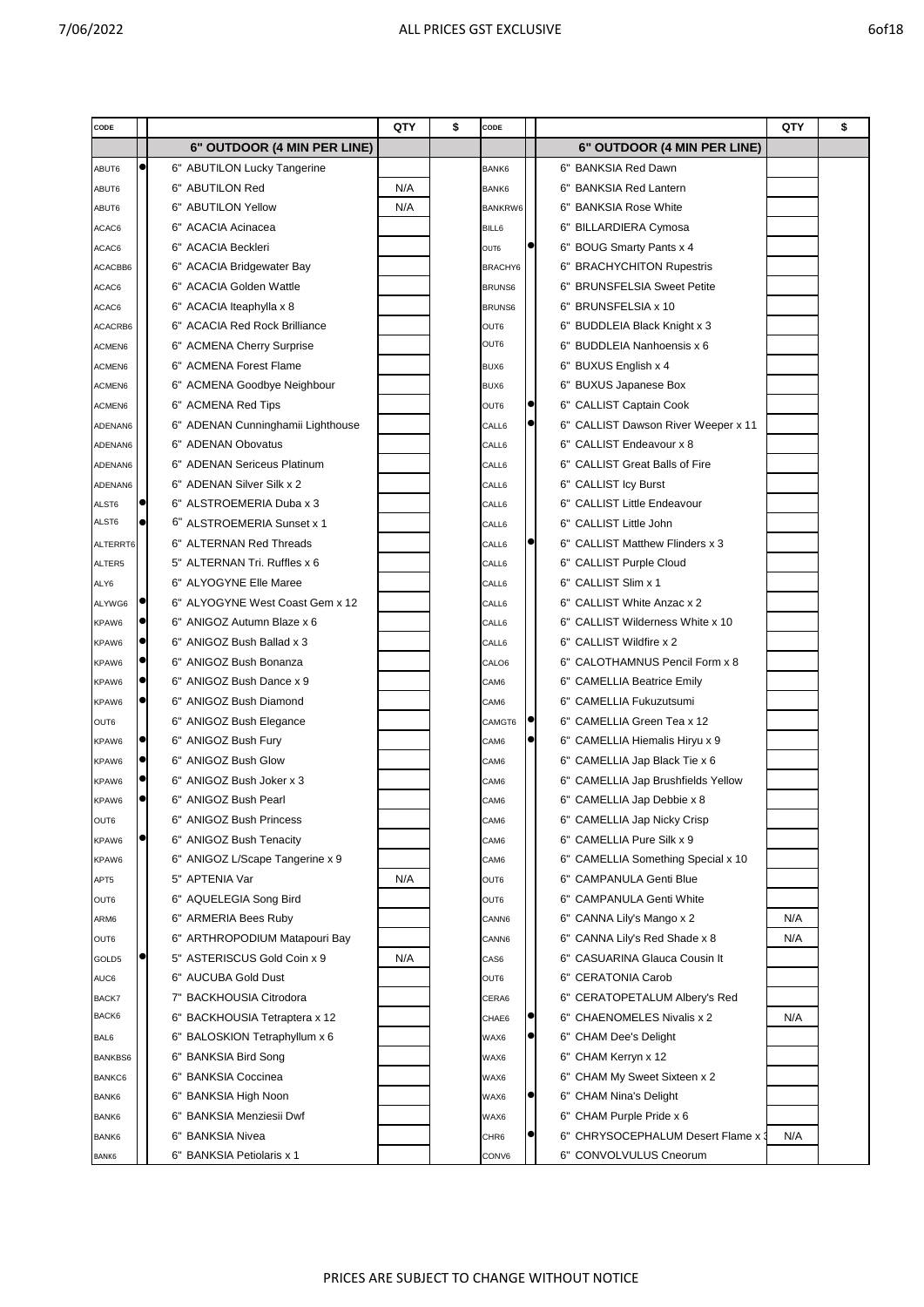7/06/2022 ALL PRICES GST EXCLUSIVE

| CODE | | | QTY | $ | CODE | | | QTY | $ |
|---|---|---|---|---|---|---|---|---|---|
| | | **6" OUTDOOR (4 MIN PER LINE)** | | | | | **6" OUTDOOR (4 MIN PER LINE)** | | |
| ABUT6 | ● | 6" ABUTILON Lucky Tangerine | | | BANK6 | | 6" BANKSIA Red Dawn | | |
| ABUT6 | | 6" ABUTILON Red | N/A | | BANK6 | | 6" BANKSIA Red Lantern | | |
| ABUT6 | | 6" ABUTILON Yellow | N/A | | BANKRW6 | | 6" BANKSIA Rose White | | |
| ACAC6 | | 6" ACACIA Acinacea | | | BILL6 | | 6" BILLARDIERA Cymosa | | |
| ACAC6 | | 6" ACACIA Beckleri | | | OUT6 | ● | 6" BOUG Smarty Pants x 4 | | |
| ACACBB6 | | 6" ACACIA Bridgewater Bay | | | BRACHY6 | | 6" BRACHYCHITON Rupestris | | |
| ACAC6 | | 6" ACACIA Golden Wattle | | | BRUNS6 | | 6" BRUNSFELSIA Sweet Petite | | |
| ACAC6 | | 6" ACACIA Iteaphylla x 8 | | | BRUNS6 | | 6" BRUNSFELSIA x 10 | | |
| ACACRB6 | | 6" ACACIA Red Rock Brilliance | | | OUT6 | | 6" BUDDLEIA Black Knight x 3 | | |
| ACMEN6 | | 6" ACMENA Cherry Surprise | | | OUT6 | | 6" BUDDLEIA Nanhoensis x 6 | | |
| ACMEN6 | | 6" ACMENA Forest Flame | | | BUX6 | | 6" BUXUS English x 4 | | |
| ACMEN6 | | 6" ACMENA Goodbye Neighbour | | | BUX6 | | 6" BUXUS Japanese Box | | |
| ACMEN6 | | 6" ACMENA Red Tips | | | OUT6 | ● | 6" CALLIST Captain Cook | | |
| ADENAN6 | | 6" ADENAN Cunninghamii Lighthouse | | | CALL6 | ● | 6" CALLIST Dawson River Weeper x 11 | | |
| ADENAN6 | | 6" ADENAN Obovatus | | | CALL6 | | 6" CALLIST Endeavour x 8 | | |
| ADENAN6 | | 6" ADENAN Sericeus Platinum | | | CALL6 | | 6" CALLIST Great Balls of Fire | | |
| ADENAN6 | | 6" ADENAN Silver Silk x 2 | | | CALL6 | | 6" CALLIST Icy Burst | | |
| ALST6 | ● | 6" ALSTROEMERIA Duba x 3 | | | CALL6 | | 6" CALLIST Little Endeavour | | |
| ALST6 | ● | 6" ALSTROEMERIA Sunset x 1 | | | CALL6 | | 6" CALLIST Little John | | |
| ALTERRT6 | | 6" ALTERNAN Red Threads | | | CALL6 | ● | 6" CALLIST Matthew Flinders x 3 | | |
| ALTER5 | | 5" ALTERNAN Tri. Ruffles x 6 | | | CALL6 | | 6" CALLIST Purple Cloud | | |
| ALY6 | | 6" ALYOGYNE Elle Maree | | | CALL6 | | 6" CALLIST Slim x 1 | | |
| ALYWG6 | ● | 6" ALYOGYNE West Coast Gem x 12 | | | CALL6 | | 6" CALLIST White Anzac x 2 | | |
| KPAW6 | ● | 6" ANIGOZ Autumn Blaze x 6 | | | CALL6 | | 6" CALLIST Wilderness White x 10 | | |
| KPAW6 | ● | 6" ANIGOZ Bush Ballad x 3 | | | CALL6 | | 6" CALLIST Wildfire x 2 | | |
| KPAW6 | ● | 6" ANIGOZ Bush Bonanza | | | CALO6 | | 6" CALOTHAMNUS Pencil Form x 8 | | |
| KPAW6 | ● | 6" ANIGOZ Bush Dance x 9 | | | CAM6 | | 6" CAMELLIA Beatrice Emily | | |
| KPAW6 | ● | 6" ANIGOZ Bush Diamond | | | CAM6 | | 6" CAMELLIA Fukuzutsumi | | |
| OUT6 | | 6" ANIGOZ Bush Elegance | | | CAMGT6 | ● | 6" CAMELLIA Green Tea x 12 | | |
| KPAW6 | ● | 6" ANIGOZ Bush Fury | | | CAM6 | ● | 6" CAMELLIA Hiemalis Hiryu x 9 | | |
| KPAW6 | ● | 6" ANIGOZ Bush Glow | | | CAM6 | | 6" CAMELLIA Jap Black Tie x 6 | | |
| KPAW6 | ● | 6" ANIGOZ Bush Joker x 3 | | | CAM6 | | 6" CAMELLIA Jap Brushfields Yellow | | |
| KPAW6 | ● | 6" ANIGOZ Bush Pearl | | | CAM6 | | 6" CAMELLIA Jap Debbie x 8 | | |
| OUT6 | | 6" ANIGOZ Bush Princess | | | CAM6 | | 6" CAMELLIA Jap Nicky Crisp | | |
| KPAW6 | ● | 6" ANIGOZ Bush Tenacity | | | CAM6 | | 6" CAMELLIA Pure Silk x 9 | | |
| KPAW6 | | 6" ANIGOZ L/Scape Tangerine x 9 | | | CAM6 | | 6" CAMELLIA Something Special x 10 | | |
| APT5 | | 5" APTENIA Var | N/A | | OUT6 | | 6" CAMPANULA Genti Blue | | |
| OUT6 | | 6" AQUELEGIA Song Bird | | | OUT6 | | 6" CAMPANULA Genti White | | |
| ARM6 | | 6" ARMERIA Bees Ruby | | | CANN6 | | 6" CANNA Lily's Mango x 2 | N/A | |
| OUT6 | | 6" ARTHROPODIUM Matapouri Bay | | | CANN6 | | 6" CANNA Lily's Red Shade x 8 | N/A | |
| GOLD5 | ● | 5" ASTERISCUS Gold Coin x 9 | N/A | | CAS6 | | 6" CASUARINA Glauca Cousin It | | |
| AUC6 | | 6" AUCUBA Gold Dust | | | OUT6 | | 6" CERATONIA Carob | | |
| BACK7 | | 7" BACKHOUSIA Citrodora | | | CERA6 | | 6" CERATOPETALUM Albery's Red | | |
| BACK6 | | 6" BACKHOUSIA Tetraptera x 12 | | | CHAE6 | ● | 6" CHAENOMELES Nivalis x 2 | N/A | |
| BAL6 | | 6" BALOSKION Tetraphyllum x 6 | | | WAX6 | ● | 6" CHAM Dee's Delight | | |
| BANKBS6 | | 6" BANKSIA Bird Song | | | WAX6 | | 6" CHAM Kerryn x 12 | | |
| BANKC6 | | 6" BANKSIA Coccinea | | | WAX6 | | 6" CHAM My Sweet Sixteen x 2 | | |
| BANK6 | | 6" BANKSIA High Noon | | | WAX6 | ● | 6" CHAM Nina's Delight | | |
| BANK6 | | 6" BANKSIA Menziesii Dwf | | | WAX6 | | 6" CHAM Purple Pride x 6 | | |
| BANK6 | | 6" BANKSIA Nivea | | | CHR6 | ● | 6" CHRYSOCEPHALUM Desert Flame x 3 | N/A | |
| BANK6 | | 6" BANKSIA Petiolaris x 1 | | | CONV6 | | 6" CONVOLVULUS Cneorum | | |

PRICES ARE SUBJECT TO CHANGE WITHOUT NOTICE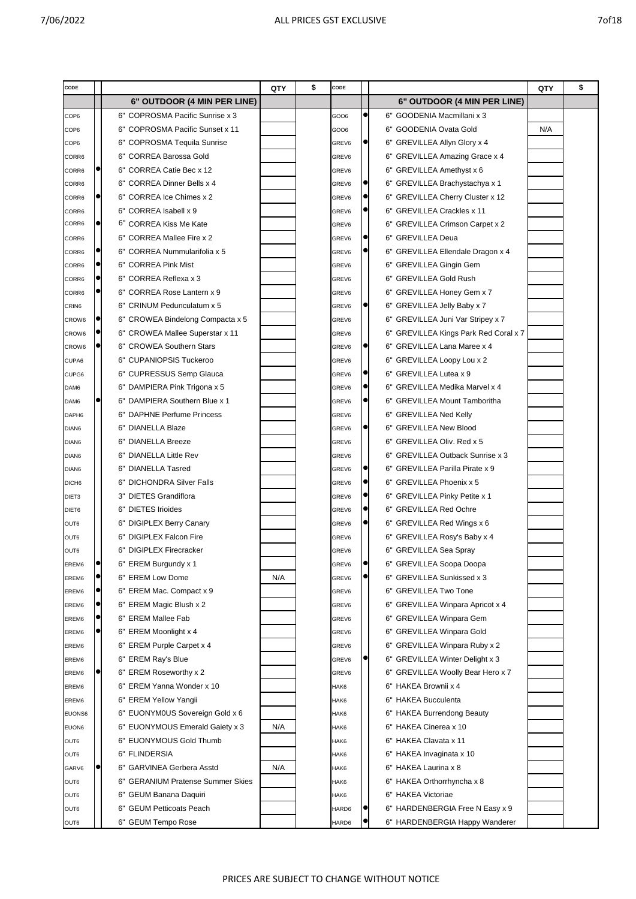ALL PRICES GST EXCLUSIVE

| CODE | | | QTY | $ | CODE | | | QTY | $ |
|---|---|---|---|---|---|---|---|---|---|
| | | **6" OUTDOOR (4 MIN PER LINE)** | | | | | **6" OUTDOOR (4 MIN PER LINE)** | | |
| COP6 | | 6" COPROSMA Pacific Sunrise x 3 | | | GOO6 | ● | 6" GOODENIA Macmillani x 3 | | |
| COP6 | | 6" COPROSMA Pacific Sunset x 11 | | | GOO6 | | 6" GOODENIA Ovata Gold | N/A | |
| COP6 | | 6" COPROSMA Tequila Sunrise | | | GREV6 | ● | 6" GREVILLEA Allyn Glory x 4 | | |
| CORR6 | | 6" CORREA Barossa Gold | | | GREV6 | | 6" GREVILLEA Amazing Grace x 4 | | |
| CORR6 | ● | 6" CORREA Catie Bec x 12 | | | GREV6 | | 6" GREVILLEA Amethyst x 6 | | |
| CORR6 | | 6" CORREA Dinner Bells x 4 | | | GREV6 | ● | 6" GREVILLEA Brachystachya x 1 | | |
| CORR6 | ● | 6" CORREA Ice Chimes x 2 | | | GREV6 | ● | 6" GREVILLEA Cherry Cluster x 12 | | |
| CORR6 | | 6" CORREA Isabell x 9 | | | GREV6 | ● | 6" GREVILLEA Crackles x 11 | | |
| CORR6 | ● | 6" CORREA Kiss Me Kate | | | GREV6 | | 6" GREVILLEA Crimson Carpet x 2 | | |
| CORR6 | | 6" CORREA Mallee Fire x 2 | | | GREV6 | ● | 6" GREVILLEA Deua | | |
| CORR6 | ● | 6" CORREA Nummularifolia x 5 | | | GREV6 | ● | 6" GREVILLEA Ellendale Dragon x 4 | | |
| CORR6 | ● | 6" CORREA Pink Mist | | | GREV6 | | 6" GREVILLEA Gingin Gem | | |
| CORR6 | ● | 6" CORREA Reflexa x 3 | | | GREV6 | | 6" GREVILLEA Gold Rush | | |
| CORR6 | ● | 6" CORREA Rose Lantern x 9 | | | GREV6 | | 6" GREVILLEA Honey Gem x 7 | | |
| CRIN6 | | 6" CRINUM Pedunculatum x 5 | | | GREV6 | ● | 6" GREVILLEA Jelly Baby x 7 | | |
| CROW6 | ● | 6" CROWEA Bindelong Compacta x 5 | | | GREV6 | | 6" GREVILLEA Juni Var Stripey x 7 | | |
| CROW6 | ● | 6" CROWEA Mallee Superstar x 11 | | | GREV6 | | 6" GREVILLEA Kings Park Red Coral x 7 | | |
| CROW6 | ● | 6" CROWEA Southern Stars | | | GREV6 | ● | 6" GREVILLEA Lana Maree x 4 | | |
| CUPA6 | | 6" CUPANIOPSIS Tuckeroo | | | GREV6 | | 6" GREVILLEA Loopy Lou x 2 | | |
| CUPG6 | | 6" CUPRESSUS Semp Glauca | | | GREV6 | ● | 6" GREVILLEA Lutea x 9 | | |
| DAM6 | | 6" DAMPIERA Pink Trigona x 5 | | | GREV6 | ● | 6" GREVILLEA Medika Marvel x 4 | | |
| DAM6 | ● | 6" DAMPIERA Southern Blue x 1 | | | GREV6 | ● | 6" GREVILLEA Mount Tamboritha | | |
| DAPH6 | | 6" DAPHNE Perfume Princess | | | GREV6 | | 6" GREVILLEA Ned Kelly | | |
| DIAN6 | | 6" DIANELLA Blaze | | | GREV6 | ● | 6" GREVILLEA New Blood | | |
| DIAN6 | | 6" DIANELLA Breeze | | | GREV6 | | 6" GREVILLEA Oliv. Red x 5 | | |
| DIAN6 | | 6" DIANELLA Little Rev | | | GREV6 | | 6" GREVILLEA Outback Sunrise x 3 | | |
| DIAN6 | | 6" DIANELLA Tasred | | | GREV6 | ● | 6" GREVILLEA Parilla Pirate x 9 | | |
| DICH6 | | 6" DICHONDRA Silver Falls | | | GREV6 | ● | 6" GREVILLEA Phoenix x 5 | | |
| DIET3 | | 3" DIETES Grandiflora | | | GREV6 | ● | 6" GREVILLEA Pinky Petite x 1 | | |
| DIET6 | | 6" DIETES Irioides | | | GREV6 | ● | 6" GREVILLEA Red Ochre | | |
| OUT6 | | 6" DIGIPLEX Berry Canary | | | GREV6 | ● | 6" GREVILLEA Red Wings x 6 | | |
| OUT6 | | 6" DIGIPLEX Falcon Fire | | | GREV6 | | 6" GREVILLEA Rosy's Baby x 4 | | |
| OUT6 | | 6" DIGIPLEX Firecracker | | | GREV6 | | 6" GREVILLEA Sea Spray | | |
| EREM6 | ● | 6" EREM Burgundy x 1 | | | GREV6 | ● | 6" GREVILLEA Soopa Doopa | | |
| EREM6 | ● | 6" EREM Low Dome | N/A | | GREV6 | ● | 6" GREVILLEA Sunkissed x 3 | | |
| EREM6 | ● | 6" EREM Mac. Compact x 9 | | | GREV6 | | 6" GREVILLEA Two Tone | | |
| EREM6 | ● | 6" EREM Magic Blush x 2 | | | GREV6 | | 6" GREVILLEA Winpara Apricot x 4 | | |
| EREM6 | ● | 6" EREM Mallee Fab | | | GREV6 | | 6" GREVILLEA Winpara Gem | | |
| EREM6 | ● | 6" EREM Moonlight x 4 | | | GREV6 | | 6" GREVILLEA Winpara Gold | | |
| EREM6 | | 6" EREM Purple Carpet x 4 | | | GREV6 | | 6" GREVILLEA Winpara Ruby x 2 | | |
| EREM6 | | 6" EREM Ray's Blue | | | GREV6 | ● | 6" GREVILLEA Winter Delight x 3 | | |
| EREM6 | ● | 6" EREM Roseworthy x 2 | | | GREV6 | | 6" GREVILLEA Woolly Bear Hero x 7 | | |
| EREM6 | | 6" EREM Yanna Wonder x 10 | | | HAK6 | | 6" HAKEA Brownii x 4 | | |
| EREM6 | | 6" EREM Yellow Yangii | | | HAK6 | | 6" HAKEA Bucculenta | | |
| EUONS6 | | 6" EUONYM0US Sovereign Gold x 6 | | | HAK6 | | 6" HAKEA Burrendong Beauty | | |
| EUON6 | | 6" EUONYMOUS Emerald Gaiety x 3 | N/A | | HAK6 | | 6" HAKEA Cinerea x 10 | | |
| OUT6 | | 6" EUONYMOUS Gold Thumb | | | HAK6 | | 6" HAKEA Clavata x 11 | | |
| OUT6 | | 6" FLINDERSIA | | | HAK6 | | 6" HAKEA Invaginata x 10 | | |
| GARV6 | ● | 6" GARVINEA Gerbera Asstd | N/A | | HAK6 | | 6" HAKEA Laurina x 8 | | |
| OUT6 | | 6" GERANIUM Pratense Summer Skies | | | HAK6 | | 6" HAKEA Orthorrhyncha x 8 | | |
| OUT6 | | 6" GEUM Banana Daquiri | | | HAK6 | | 6" HAKEA Victoriae | | |
| OUT6 | | 6" GEUM Petticoats Peach | | | HARD6 | ● | 6" HARDENBERGIA Free N Easy x 9 | | |
| OUT6 | | 6" GEUM Tempo Rose | | | HARD6 | ● | 6" HARDENBERGIA Happy Wanderer | | |

PRICES ARE SUBJECT TO CHANGE WITHOUT NOTICE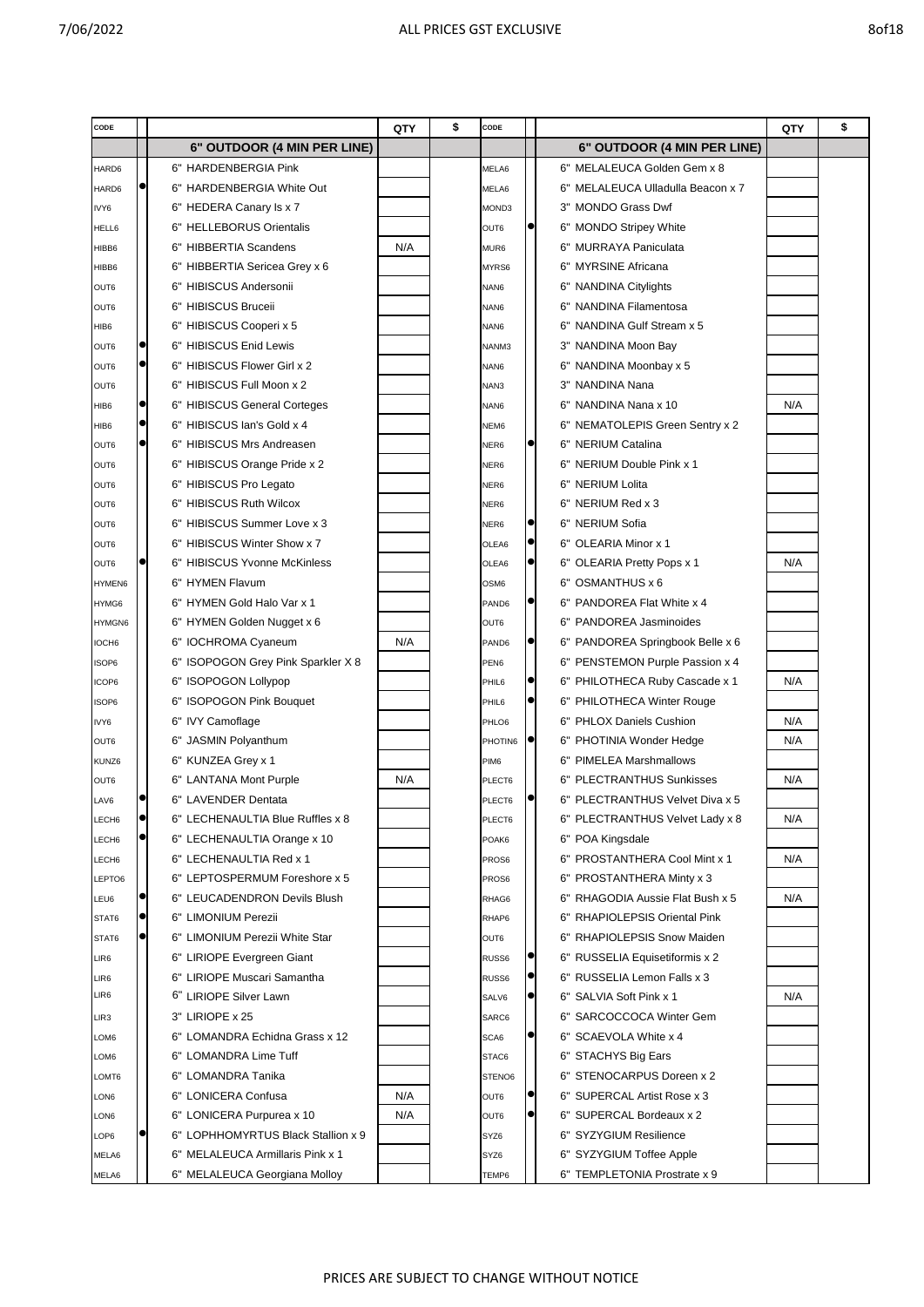| CODE | | | QTY | $ | CODE | | | QTY | $ |
|---|---|---|---|---|---|---|---|---|---|
| | | **6" OUTDOOR (4 MIN PER LINE)** | | | | | **6" OUTDOOR (4 MIN PER LINE)** | | |
| HARD6 | | 6" HARDENBERGIA Pink | | | MELA6 | | 6" MELALEUCA Golden Gem x 8 | | |
| HARD6 | ● | 6" HARDENBERGIA White Out | | | MELA6 | | 6" MELALEUCA Ulladulla Beacon x 7 | | |
| IVY6 | | 6" HEDERA Canary Is x 7 | | | MOND3 | | 3" MONDO Grass Dwf | | |
| HELL6 | | 6" HELLEBORUS Orientalis | | | OUT6 | ● | 6" MONDO Stripey White | | |
| HIBB6 | | 6" HIBBERTIA Scandens | N/A | | MUR6 | | 6" MURRAYA Paniculata | | |
| HIBB6 | | 6" HIBBERTIA Sericea Grey x 6 | | | MYRS6 | | 6" MYRSINE Africana | | |
| OUT6 | | 6" HIBISCUS Andersonii | | | NAN6 | | 6" NANDINA Citylights | | |
| OUT6 | | 6" HIBISCUS Bruceii | | | NAN6 | | 6" NANDINA Filamentosa | | |
| HIB6 | | 6" HIBISCUS Cooperi x 5 | | | NAN6 | | 6" NANDINA Gulf Stream x 5 | | |
| OUT6 | ● | 6" HIBISCUS Enid Lewis | | | NANM3 | | 3" NANDINA Moon Bay | | |
| OUT6 | ● | 6" HIBISCUS Flower Girl x 2 | | | NAN6 | | 6" NANDINA Moonbay x 5 | | |
| OUT6 | | 6" HIBISCUS Full Moon x 2 | | | NAN3 | | 3" NANDINA Nana | | |
| HIB6 | ● | 6" HIBISCUS General Corteges | | | NAN6 | | 6" NANDINA Nana x 10 | N/A | |
| HIB6 | ● | 6" HIBISCUS Ian's Gold x 4 | | | NEM6 | | 6" NEMATOLEPIS Green Sentry x 2 | | |
| OUT6 | ● | 6" HIBISCUS Mrs Andreasen | | | NER6 | ● | 6" NERIUM Catalina | | |
| OUT6 | | 6" HIBISCUS Orange Pride x 2 | | | NER6 | | 6" NERIUM Double Pink x 1 | | |
| OUT6 | | 6" HIBISCUS Pro Legato | | | NER6 | | 6" NERIUM Lolita | | |
| OUT6 | | 6" HIBISCUS Ruth Wilcox | | | NER6 | | 6" NERIUM Red x 3 | | |
| OUT6 | | 6" HIBISCUS Summer Love x 3 | | | NER6 | ● | 6" NERIUM Sofia | | |
| OUT6 | | 6" HIBISCUS Winter Show x 7 | | | OLEA6 | ● | 6" OLEARIA Minor x 1 | | |
| OUT6 | ● | 6" HIBISCUS Yvonne McKinless | | | OLEA6 | ● | 6" OLEARIA Pretty Pops x 1 | N/A | |
| HYMEN6 | | 6" HYMEN Flavum | | | OSM6 | | 6" OSMANTHUS x 6 | | |
| HYMG6 | | 6" HYMEN Gold Halo Var x 1 | | | PAND6 | ● | 6" PANDOREA Flat White x 4 | | |
| HYMGN6 | | 6" HYMEN Golden Nugget x 6 | | | OUT6 | | 6" PANDOREA Jasminoides | | |
| IOCH6 | | 6" IOCHROMA Cyaneum | N/A | | PAND6 | ● | 6" PANDOREA Springbook Belle x 6 | | |
| ISOP6 | | 6" ISOPOGON Grey Pink Sparkler X 8 | | | PEN6 | | 6" PENSTEMON Purple Passion x 4 | | |
| ICOP6 | | 6" ISOPOGON Lollypop | | | PHIL6 | ● | 6" PHILOTHECA Ruby Cascade x 1 | N/A | |
| ISOP6 | | 6" ISOPOGON Pink Bouquet | | | PHIL6 | ● | 6" PHILOTHECA Winter Rouge | | |
| IVY6 | | 6" IVY Camoflage | | | PHLO6 | | 6" PHLOX Daniels Cushion | N/A | |
| OUT6 | | 6" JASMIN Polyanthum | | | PHOTIN6 | ● | 6" PHOTINIA Wonder Hedge | N/A | |
| KUNZ6 | | 6" KUNZEA Grey x 1 | | | PIM6 | | 6" PIMELEA Marshmallows | | |
| OUT6 | | 6" LANTANA Mont Purple | N/A | | PLECT6 | | 6" PLECTRANTHUS Sunkisses | N/A | |
| LAV6 | ● | 6" LAVENDER Dentata | | | PLECT6 | ● | 6" PLECTRANTHUS Velvet Diva x 5 | | |
| LECH6 | ● | 6" LECHENAULTIA Blue Ruffles x 8 | | | PLECT6 | | 6" PLECTRANTHUS Velvet Lady x 8 | N/A | |
| LECH6 | ● | 6" LECHENAULTIA Orange x 10 | | | POAK6 | | 6" POA Kingsdale | | |
| LECH6 | | 6" LECHENAULTIA Red x 1 | | | PROS6 | | 6" PROSTANTHERA Cool Mint x 1 | N/A | |
| LEPTO6 | | 6" LEPTOSPERMUM Foreshore x 5 | | | PROS6 | | 6" PROSTANTHERA Minty x 3 | | |
| LEU6 | ● | 6" LEUCADENDRON Devils Blush | | | RHAG6 | | 6" RHAGODIA Aussie Flat Bush x 5 | N/A | |
| STAT6 | ● | 6" LIMONIUM Perezii | | | RHAP6 | | 6" RHAPIOLEPSIS Oriental Pink | | |
| STAT6 | ● | 6" LIMONIUM Perezii White Star | | | OUT6 | | 6" RHAPIOLEPSIS Snow Maiden | | |
| LIR6 | | 6" LIRIOPE Evergreen Giant | | | RUSS6 | ● | 6" RUSSELIA Equisetiformis x 2 | | |
| LIR6 | | 6" LIRIOPE Muscari Samantha | | | RUSS6 | ● | 6" RUSSELIA Lemon Falls x 3 | | |
| LIR6 | | 6" LIRIOPE Silver Lawn | | | SALV6 | ● | 6" SALVIA Soft Pink x 1 | N/A | |
| LIR3 | | 3" LIRIOPE x 25 | | | SARC6 | | 6" SARCOCCOCA Winter Gem | | |
| LOM6 | | 6" LOMANDRA Echidna Grass x 12 | | | SCA6 | ● | 6" SCAEVOLA White x 4 | | |
| LOM6 | | 6" LOMANDRA Lime Tuff | | | STAC6 | | 6" STACHYS Big Ears | | |
| LOMT6 | | 6" LOMANDRA Tanika | | | STENO6 | | 6" STENOCARPUS Doreen x 2 | | |
| LON6 | | 6" LONICERA Confusa | N/A | | OUT6 | ● | 6" SUPERCAL Artist Rose x 3 | | |
| LON6 | | 6" LONICERA Purpurea x 10 | N/A | | OUT6 | ● | 6" SUPERCAL Bordeaux x 2 | | |
| LOP6 | ● | 6" LOPHHOMYRTUS Black Stallion x 9 | | | SYZ6 | | 6" SYZYGIUM Resilience | | |
| MELA6 | | 6" MELALEUCA Armillaris Pink x 1 | | | SYZ6 | | 6" SYZYGIUM Toffee Apple | | |
| MELA6 | | 6" MELALEUCA Georgiana Molloy | | | TEMP6 | | 6" TEMPLETONIA Prostrate x 9 | | |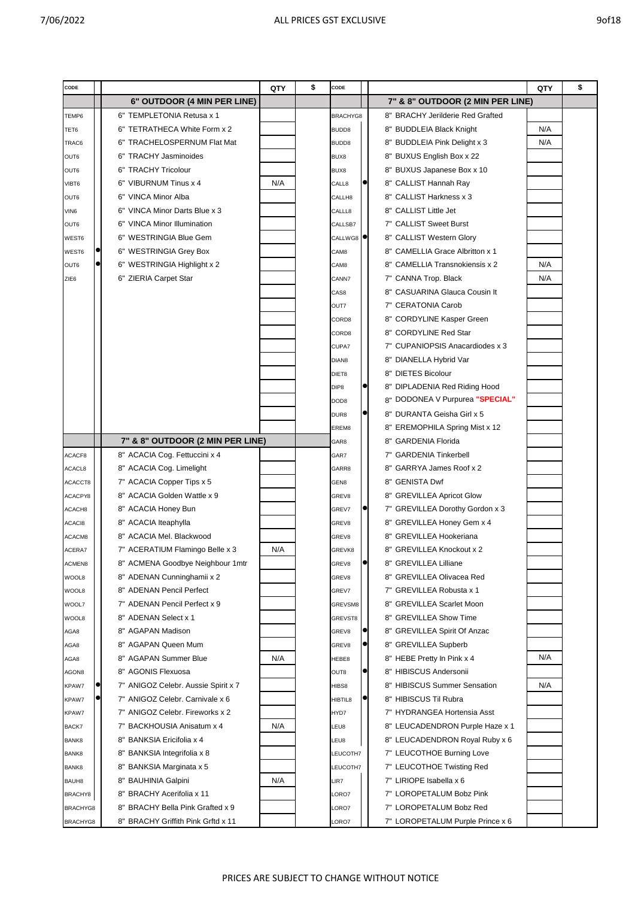ALL PRICES GST EXCLUSIVE

| CODE | | | QTY | $ | CODE | | | QTY | $ |
|---|---|---|---|---|---|---|---|---|---|
| | | **6" OUTDOOR (4 MIN PER LINE)** | | | | | **7" & 8" OUTDOOR (2 MIN PER LINE)** | | |
| TEMP6 | | 6" TEMPLETONIA Retusa x 1 | | | BRACHYG8 | | 8" BRACHY Jerilderie Red Grafted | | |
| TET6 | | 6" TETRATHECA White Form x 2 | | | BUDD8 | | 8" BUDDLEIA Black Knight | N/A | |
| TRAC6 | | 6" TRACHELOSPERNUM Flat Mat | | | BUDD8 | | 8" BUDDLEIA Pink Delight x 3 | N/A | |
| OUT6 | | 6" TRACHY Jasminoides | | | BUX8 | | 8" BUXUS English Box x 22 | | |
| OUT6 | | 6" TRACHY Tricolour | | | BUX8 | | 8" BUXUS Japanese Box x 10 | | |
| VIBT6 | | 6" VIBURNUM Tinus x 4 | N/A | | CALL8 | ● | 8" CALLIST Hannah Ray | | |
| OUT6 | | 6" VINCA Minor Alba | | | CALLH8 | | 8" CALLIST Harkness x 3 | | |
| VIN6 | | 6" VINCA Minor Darts Blue x 3 | | | CALLL8 | | 8" CALLIST Little Jet | | |
| OUT6 | | 6" VINCA Minor Illumination | | | CALLSB7 | | 7" CALLIST Sweet Burst | | |
| WEST6 | | 6" WESTRINGIA Blue Gem | | | CALLWG8 | ● | 8" CALLIST Western Glory | | |
| WEST6 | ● | 6" WESTRINGIA Grey Box | | | CAM8 | | 8" CAMELLIA Grace Albritton x 1 | | |
| OUT6 | ● | 6" WESTRINGIA Highlight x 2 | | | CAM8 | | 8" CAMELLIA Transnokiensis x 2 | N/A | |
| ZIE6 | | 6" ZIERIA Carpet Star | | | CANN7 | | 7" CANNA Trop. Black | N/A | |
| | | | | | CAS8 | | 8" CASUARINA Glauca Cousin It | | |
| | | | | | OUT7 | | 7" CERATONIA Carob | | |
| | | | | | CORD8 | | 8" CORDYLINE Kasper Green | | |
| | | | | | CORD8 | | 8" CORDYLINE Red Star | | |
| | | | | | CUPA7 | | 7" CUPANIOPSIS Anacardiodes x 3 | | |
| | | | | | DIAN8 | | 8" DIANELLA Hybrid Var | | |
| | | | | | DIET8 | | 8" DIETES Bicolour | | |
| | | | | | DIP8 | ● | 8" DIPLADENIA Red Riding Hood | | |
| | | | | | DOD8 | | 8" DODONEA V Purpurea **"SPECIAL"** | | |
| | | | | | DUR8 | ● | 8" DURANTA Geisha Girl x 5 | | |
| | | | | | EREM8 | | 8" EREMOPHILA Spring Mist x 12 | | |
| | | **7" & 8" OUTDOOR (2 MIN PER LINE)** | | | GAR8 | | 8" GARDENIA Florida | | |
| ACACF8 | | 8" ACACIA Cog. Fettuccini x 4 | | | GAR7 | | 7" GARDENIA Tinkerbell | | |
| ACACL8 | | 8" ACACIA Cog. Limelight | | | GARR8 | | 8" GARRYA James Roof x 2 | | |
| ACACCT8 | | 7" ACACIA Copper Tips x 5 | | | GEN8 | | 8" GENISTA Dwf | | |
| ACACPY8 | | 8" ACACIA Golden Wattle x 9 | | | GREV8 | | 8" GREVILLEA Apricot Glow | | |
| ACACH8 | | 8" ACACIA Honey Bun | | | GREV7 | ● | 7" GREVILLEA Dorothy Gordon x 3 | | |
| ACACI8 | | 8" ACACIA Iteaphylla | | | GREV8 | | 8" GREVILLEA Honey Gem x 4 | | |
| ACACM8 | | 8" ACACIA Mel. Blackwood | | | GREV8 | | 8" GREVILLEA Hookeriana | | |
| ACERA7 | | 7" ACERATIUM Flamingo Belle x 3 | N/A | | GREVK8 | | 8" GREVILLEA Knockout x 2 | | |
| ACMEN8 | | 8" ACMENA Goodbye Neighbour 1mtr | | | GREV8 | ● | 8" GREVILLEA Lilliane | | |
| WOOL8 | | 8" ADENAN Cunninghamii x 2 | | | GREV8 | | 8" GREVILLEA Olivacea Red | | |
| WOOL8 | | 8" ADENAN Pencil Perfect | | | GREV7 | | 7" GREVILLEA Robusta x 1 | | |
| WOOL7 | | 7" ADENAN Pencil Perfect x 9 | | | GREVSM8 | | 8" GREVILLEA Scarlet Moon | | |
| WOOL8 | | 8" ADENAN Select x 1 | | | GREVST8 | | 8" GREVILLEA Show Time | | |
| AGA8 | | 8" AGAPAN Madison | | | GREV8 | ● | 8" GREVILLEA Spirit Of Anzac | | |
| AGA8 | | 8" AGAPAN Queen Mum | | | GREV8 | ● | 8" GREVILLEA Supberb | | |
| AGA8 | | 8" AGAPAN Summer Blue | N/A | | HEBE8 | | 8" HEBE Pretty In Pink x 4 | N/A | |
| AGON8 | | 8" AGONIS Flexuosa | | | OUT8 | ● | 8" HIBISCUS Andersonii | | |
| KPAW7 | ● | 7" ANIGOZ Celebr. Aussie Spirit x 7 | | | HIBS8 | | 8" HIBISCUS Summer Sensation | N/A | |
| KPAW7 | ● | 7" ANIGOZ Celebr. Carnivale x 6 | | | HIBTIL8 | ● | 8" HIBISCUS Til Rubra | | |
| KPAW7 | | 7" ANIGOZ Celebr. Fireworks x 2 | | | HYD7 | | 7" HYDRANGEA Hortensia Asst | | |
| BACK7 | | 7" BACKHOUSIA Anisatum x 4 | N/A | | LEU8 | | 8" LEUCADENDRON Purple Haze x 1 | | |
| BANK8 | | 8" BANKSIA Ericifolia x 4 | | | LEU8 | | 8" LEUCADENDRON Royal Ruby x 6 | | |
| BANK8 | | 8" BANKSIA Integrifolia x 8 | | | LEUCOTH7 | | 7" LEUCOTHOE Burning Love | | |
| BANK8 | | 8" BANKSIA Marginata x 5 | | | LEUCOTH7 | | 7" LEUCOTHOE Twisting Red | | |
| BAUH8 | | 8" BAUHINIA Galpini | N/A | | LIR7 | | 7" LIRIOPE Isabella x 6 | | |
| BRACHY8 | | 8" BRACHY Acerifolia x 11 | | | LORO7 | | 7" LOROPETALUM Bobz Pink | | |
| BRACHYG8 | | 8" BRACHY Bella Pink Grafted x 9 | | | LORO7 | | 7" LOROPETALUM Bobz Red | | |
| BRACHYG8 | | 8" BRACHY Griffith Pink Grftd x 11 | | | LORO7 | | 7" LOROPETALUM Purple Prince x 6 | | |

PRICES ARE SUBJECT TO CHANGE WITHOUT NOTICE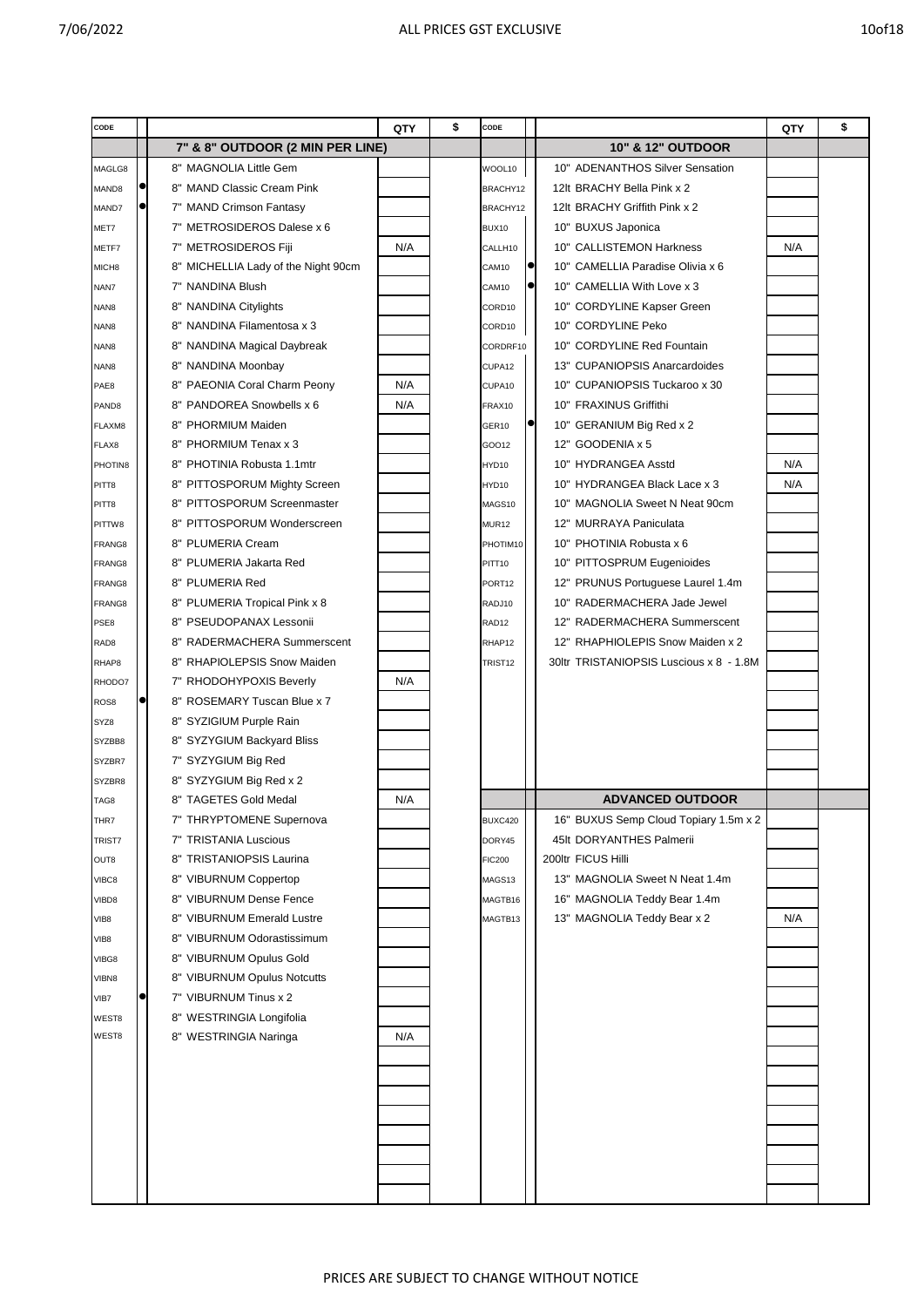ALL PRICES GST EXCLUSIVE

| CODE | | | QTY | $ | CODE | | | QTY | $ |
|---|---|---|---|---|---|---|---|---|---|
| | | **7" & 8" OUTDOOR (2 MIN PER LINE)** | | | | | **10" & 12" OUTDOOR** | | |
| MAGLG8 | | 8" MAGNOLIA Little Gem | | | WOOL10 | | 10" ADENANTHOS Silver Sensation | | |
| MAND8 | ● | 8" MAND Classic Cream Pink | | | BRACHY12 | | 12lt BRACHY Bella Pink x 2 | | |
| MAND7 | ● | 7" MAND Crimson Fantasy | | | BRACHY12 | | 12lt BRACHY Griffith Pink x 2 | | |
| MET7 | | 7" METROSIDEROS Dalese x 6 | | | BUX10 | | 10" BUXUS Japonica | | |
| METF7 | | 7" METROSIDEROS Fiji | N/A | | CALLH10 | | 10" CALLISTEMON Harkness | N/A | |
| MICH8 | | 8" MICHELLIA Lady of the Night 90cm | | | CAM10 | ● | 10" CAMELLIA Paradise Olivia x 6 | | |
| NAN7 | | 7" NANDINA Blush | | | CAM10 | ● | 10" CAMELLIA With Love x 3 | | |
| NAN8 | | 8" NANDINA Citylights | | | CORD10 | | 10" CORDYLINE Kapser Green | | |
| NAN8 | | 8" NANDINA Filamentosa x 3 | | | CORD10 | | 10" CORDYLINE Peko | | |
| NAN8 | | 8" NANDINA Magical Daybreak | | | CORDRF10 | | 10" CORDYLINE Red Fountain | | |
| NAN8 | | 8" NANDINA Moonbay | | | CUPA12 | | 13" CUPANIOPSIS Anarcardoides | | |
| PAE8 | | 8" PAEONIA Coral Charm Peony | N/A | | CUPA10 | | 10" CUPANIOPSIS Tuckaroo x 30 | | |
| PAND8 | | 8" PANDOREA Snowbells x 6 | N/A | | FRAX10 | | 10" FRAXINUS Griffithi | | |
| FLAXM8 | | 8" PHORMIUM Maiden | | | GER10 | ● | 10" GERANIUM Big Red x 2 | | |
| FLAX8 | | 8" PHORMIUM Tenax x 3 | | | GOO12 | | 12" GOODENIA x 5 | | |
| PHOTIN8 | | 8" PHOTINIA Robusta 1.1mtr | | | HYD10 | | 10" HYDRANGEA Asstd | N/A | |
| PITT8 | | 8" PITTOSPORUM Mighty Screen | | | HYD10 | | 10" HYDRANGEA Black Lace x 3 | N/A | |
| PITT8 | | 8" PITTOSPORUM Screenmaster | | | MAGS10 | | 10" MAGNOLIA Sweet N Neat 90cm | | |
| PITTW8 | | 8" PITTOSPORUM Wonderscreen | | | MUR12 | | 12" MURRAYA Paniculata | | |
| FRANG8 | | 8" PLUMERIA Cream | | | PHOTIM10 | | 10" PHOTINIA Robusta x 6 | | |
| FRANG8 | | 8" PLUMERIA Jakarta Red | | | PITT10 | | 10" PITTOSPRUM Eugenioides | | |
| FRANG8 | | 8" PLUMERIA Red | | | PORT12 | | 12" PRUNUS Portuguese Laurel 1.4m | | |
| FRANG8 | | 8" PLUMERIA Tropical Pink x 8 | | | RADJ10 | | 10" RADERMACHERA Jade Jewel | | |
| PSE8 | | 8" PSEUDOPANAX Lessonii | | | RAD12 | | 12" RADERMACHERA Summerscent | | |
| RAD8 | | 8" RADERMACHERA Summerscent | | | RHAP12 | | 12" RHAPHIOLEPIS Snow Maiden x 2 | | |
| RHAP8 | | 8" RHAPIOLEPSIS Snow Maiden | | | TRIST12 | | 30ltr TRISTANIOPSIS Luscious x 8 - 1.8M | | |
| RHODO7 | | 7" RHODOHYPOXIS Beverly | N/A | | | | | | |
| ROS8 | ● | 8" ROSEMARY Tuscan Blue x 7 | | | | | | | |
| SYZ8 | | 8" SYZIGIUM Purple Rain | | | | | | | |
| SYZBB8 | | 8" SYZYGIUM Backyard Bliss | | | | | | | |
| SYZBR7 | | 7" SYZYGIUM Big Red | | | | | | | |
| SYZBR8 | | 8" SYZYGIUM Big Red x 2 | | | | | | | |
| TAG8 | | 8" TAGETES Gold Medal | N/A | | | | **ADVANCED OUTDOOR** | | |
| THR7 | | 7" THRYPTOMENE Supernova | | | BUXC420 | | 16" BUXUS Semp Cloud Topiary 1.5m x 2 | | |
| TRIST7 | | 7" TRISTANIA Luscious | | | DORY45 | | 45lt DORYANTHES Palmerii | | |
| OUT8 | | 8" TRISTANIOPSIS Laurina | | | FIC200 | | 200ltr FICUS Hilli | | |
| VIBC8 | | 8" VIBURNUM Coppertop | | | MAGS13 | | 13" MAGNOLIA Sweet N Neat 1.4m | | |
| VIBD8 | | 8" VIBURNUM Dense Fence | | | MAGTB16 | | 16" MAGNOLIA Teddy Bear 1.4m | | |
| VIB8 | | 8" VIBURNUM Emerald Lustre | | | MAGTB13 | | 13" MAGNOLIA Teddy Bear x 2 | N/A | |
| VIB8 | | 8" VIBURNUM Odorastissimum | | | | | | | |
| VIBG8 | | 8" VIBURNUM Opulus Gold | | | | | | | |
| VIBN8 | | 8" VIBURNUM Opulus Notcutts | | | | | | | |
| VIB7 | ● | 7" VIBURNUM Tinus x 2 | | | | | | | |
| WEST8 | | 8" WESTRINGIA Longifolia | | | | | | | |
| WEST8 | | 8" WESTRINGIA Naringa | N/A | | | | | | |

PRICES ARE SUBJECT TO CHANGE WITHOUT NOTICE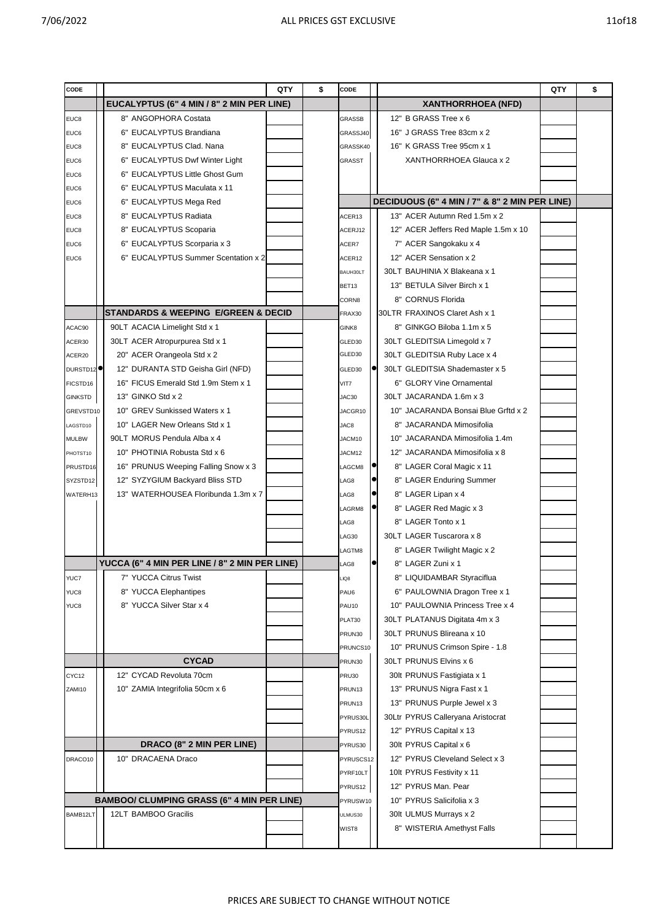ALL PRICES GST EXCLUSIVE

| CODE | | | QTY | $ |
|---|---|---|---|---|
| | | **EUCALYPTUS (6" 4 MIN / 8" 2 MIN PER LINE)** | | |
| EUC8 | | 8" ANGOPHORA Costata | | |
| EUC6 | | 6" EUCALYPTUS Brandiana | | |
| EUC8 | | 8" EUCALYPTUS Clad. Nana | | |
| EUC6 | | 6" EUCALYPTUS Dwf Winter Light | | |
| EUC6 | | 6" EUCALYPTUS Little Ghost Gum | | |
| EUC6 | | 6" EUCALYPTUS Maculata x 11 | | |
| EUC6 | | 6" EUCALYPTUS Mega Red | | |
| EUC8 | | 8" EUCALYPTUS Radiata | | |
| EUC8 | | 8" EUCALYPTUS Scoparia | | |
| EUC6 | | 6" EUCALYPTUS Scorparia x 3 | | |
| EUC6 | | 6" EUCALYPTUS Summer Scentation x 2 | | |
| | | **STANDARDS & WEEPING E/GREEN & DECID** | | |
| ACAC90 | | 90LT ACACIA Limelight Std x 1 | | |
| ACER30 | | 30LT ACER Atropurpurea Std x 1 | | |
| ACER20 | | 20" ACER Orangeola Std x 2 | | |
| DURSTD12 | ● | 12" DURANTA STD Geisha Girl (NFD) | | |
| FICSTD16 | | 16" FICUS Emerald Std 1.9m Stem x 1 | | |
| GINKSTD | | 13" GINKO Std x 2 | | |
| GREVSTD10 | | 10" GREV Sunkissed Waters x 1 | | |
| LAGSTD10 | | 10" LAGER New Orleans Std x 1 | | |
| MULBW | | 90LT MORUS Pendula Alba x 4 | | |
| PHOTST10 | | 10" PHOTINIA Robusta Std x 6 | | |
| PRUSTD16 | | 16" PRUNUS Weeping Falling Snow x 3 | | |
| SYZSTD12 | | 12" SYZYGIUM Backyard Bliss STD | | |
| WATERH13 | | 13" WATERHOUSEA Floribunda 1.3m x 7 | | |
| | | **YUCCA (6" 4 MIN PER LINE / 8" 2 MIN PER LINE)** | | |
| YUC7 | | 7" YUCCA Citrus Twist | | |
| YUC8 | | 8" YUCCA Elephantipes | | |
| YUC8 | | 8" YUCCA Silver Star x 4 | | |
| | | **CYCAD** | | |
| CYC12 | | 12" CYCAD Revoluta 70cm | | |
| ZAMI10 | | 10" ZAMIA Integrifolia 50cm x 6 | | |
| | | **DRACO (8" 2 MIN PER LINE)** | | |
| DRACO10 | | 10" DRACAENA Draco | | |
| | | **BAMBOO/ CLUMPING GRASS (6" 4 MIN PER LINE)** | | |
| BAMB12LT | | 12LT BAMBOO Gracilis | | |

| CODE | | | QTY | $ |
|---|---|---|---|---|
| | | **XANTHORRHOEA (NFD)** | | |
| GRASSB | | 12" B GRASS Tree x 6 | | |
| GRASSJ40 | | 16" J GRASS Tree 83cm x 2 | | |
| GRASSK40 | | 16" K GRASS Tree 95cm x 1 | | |
| GRASST | | XANTHORRHOEA Glauca x 2 | | |
| | | **DECIDUOUS (6" 4 MIN / 7" & 8" 2 MIN PER LINE)** | | |
| ACER13 | | 13" ACER Autumn Red 1.5m x 2 | | |
| ACERJ12 | | 12" ACER Jeffers Red Maple 1.5m x 10 | | |
| ACER7 | | 7" ACER Sangokaku x 4 | | |
| ACER12 | | 12" ACER Sensation x 2 | | |
| BAUH30LT | | 30LT BAUHINIA X Blakeana x 1 | | |
| BET13 | | 13" BETULA Silver Birch x 1 | | |
| CORN8 | | 8" CORNUS Florida | | |
| FRAX30 | | 30LTR FRAXINOS Claret Ash x 1 | | |
| GINK8 | | 8" GINKGO Biloba 1.1m x 5 | | |
| GLED30 | | 30LT GLEDITSIA Limegold x 7 | | |
| GLED30 | | 30LT GLEDITSIA Ruby Lace x 4 | | |
| GLED30 | ● | 30LT GLEDITSIA Shademaster x 5 | | |
| VIT7 | | 6" GLORY Vine Ornamental | | |
| JAC30 | | 30LT JACARANDA 1.6m x 3 | | |
| JACGR10 | | 10" JACARANDA Bonsai Blue Grftd x 2 | | |
| JAC8 | | 8" JACARANDA Mimosifolia | | |
| JACM10 | | 10" JACARANDA Mimosifolia 1.4m | | |
| JACM12 | | 12" JACARANDA Mimosifolia x 8 | | |
| LAGCM8 | ● | 8" LAGER Coral Magic x 11 | | |
| LAG8 | ● | 8" LAGER Enduring Summer | | |
| LAG8 | ● | 8" LAGER Lipan x 4 | | |
| LAGRM8 | ● | 8" LAGER Red Magic x 3 | | |
| LAG8 | | 8" LAGER Tonto x 1 | | |
| LAG30 | | 30LT LAGER Tuscarora x 8 | | |
| LAGTM8 | | 8" LAGER Twilight Magic x 2 | | |
| LAG8 | ● | 8" LAGER Zuni x 1 | | |
| LIQ8 | | 8" LIQUIDAMBAR Styraciflua | | |
| PAU6 | | 6" PAULOWNIA Dragon Tree x 1 | | |
| PAU10 | | 10" PAULOWNIA Princess Tree x 4 | | |
| PLAT30 | | 30LT PLATANUS Digitata 4m x 3 | | |
| PRUN30 | | 30LT PRUNUS Blireana x 10 | | |
| PRUNCS10 | | 10" PRUNUS Crimson Spire - 1.8 | | |
| PRUN30 | | 30LT PRUNUS Elvins x 6 | | |
| PRU30 | | 30lt PRUNUS Fastigiata x 1 | | |
| PRUN13 | | 13" PRUNUS Nigra Fast x 1 | | |
| PRUN13 | | 13" PRUNUS Purple Jewel x 3 | | |
| PYRUS30L | | 30Ltr PYRUS Calleryana Aristocrat | | |
| PYRUS12 | | 12" PYRUS Capital x 13 | | |
| PYRUS30 | | 30lt PYRUS Capital x 6 | | |
| PYRUSCS12 | | 12" PYRUS Cleveland Select x 3 | | |
| PYRF10LT | | 10lt PYRUS Festivity x 11 | | |
| PYRUS12 | | 12" PYRUS Man. Pear | | |
| PYRUSW10 | | 10" PYRUS Salicifolia x 3 | | |
| ULMUS30 | | 30lt ULMUS Murrays x 2 | | |
| WIST8 | | 8" WISTERIA Amethyst Falls | | |

PRICES ARE SUBJECT TO CHANGE WITHOUT NOTICE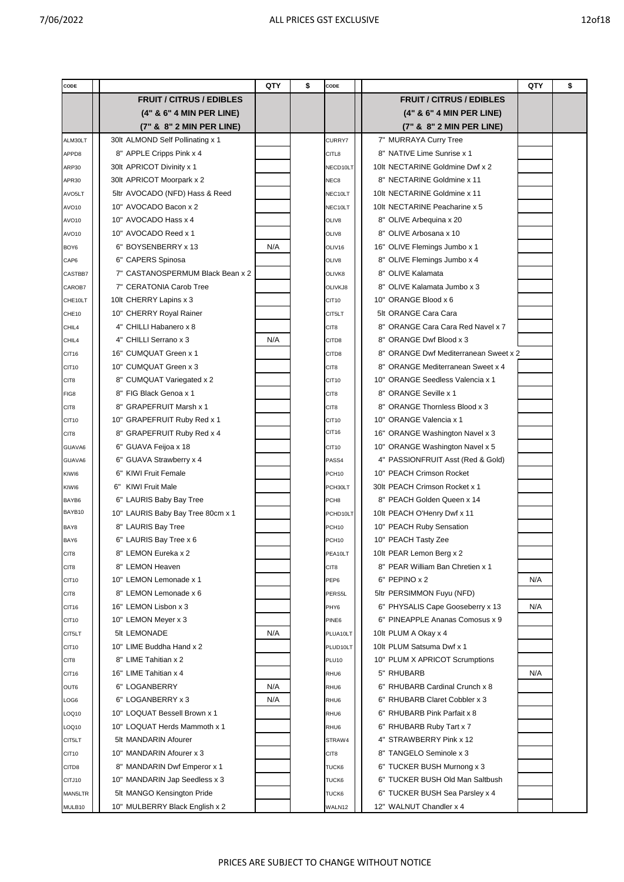ALL PRICES GST EXCLUSIVE

| CODE | | QTY | $ | CODE | | QTY | $ |
|---|---|---|---|---|---|---|---|
| | **FRUIT / CITRUS / EDIBLES** | | | | **FRUIT / CITRUS / EDIBLES** | | |
| | **(4" & 6" 4 MIN PER LINE)** | | | | **(4" & 6" 4 MIN PER LINE)** | | |
| | **(7" & 8" 2 MIN PER LINE)** | | | | **(7" & 8" 2 MIN PER LINE)** | | |
| ALM30LT | 30lt ALMOND Self Pollinating x 1 | | | CURRY7 | 7" MURRAYA Curry Tree | | |
| APPD8 | 8" APPLE Cripps Pink x 4 | | | CITL8 | 8" NATIVE Lime Sunrise x 1 | | |
| ARP30 | 30lt APRICOT Divinity x 1 | | | NECD10LT | 10lt NECTARINE Goldmine Dwf x 2 | | |
| APR30 | 30lt APRICOT Moorpark x 2 | | | NEC8 | 8" NECTARINE Goldmine x 11 | | |
| AVO5LT | 5ltr AVOCADO (NFD) Hass & Reed | | | NEC10LT | 10lt NECTARINE Goldmine x 11 | | |
| AVO10 | 10" AVOCADO Bacon x 2 | | | NEC10LT | 10lt NECTARINE Peacharine x 5 | | |
| AVO10 | 10" AVOCADO Hass x 4 | | | OLIV8 | 8" OLIVE Arbequina x 20 | | |
| AVO10 | 10" AVOCADO Reed x 1 | | | OLIV8 | 8" OLIVE Arbosana x 10 | | |
| BOY6 | 6" BOYSENBERRY x 13 | N/A | | OLIV16 | 16" OLIVE Flemings Jumbo x 1 | | |
| CAP6 | 6" CAPERS Spinosa | | | OLIV8 | 8" OLIVE Flemings Jumbo x 4 | | |
| CASTBB7 | 7" CASTANOSPERMUM Black Bean x 2 | | | OLIVK8 | 8" OLIVE Kalamata | | |
| CAROB7 | 7" CERATONIA Carob Tree | | | OLIVKJ8 | 8" OLIVE Kalamata Jumbo x 3 | | |
| CHE10LT | 10lt CHERRY Lapins x 3 | | | CIT10 | 10" ORANGE Blood x 6 | | |
| CHE10 | 10" CHERRY Royal Rainer | | | CIT5LT | 5lt ORANGE Cara Cara | | |
| CHIL4 | 4" CHILLI Habanero x 8 | | | CIT8 | 8" ORANGE Cara Cara Red Navel x 7 | | |
| CHIL4 | 4" CHILLI Serrano x 3 | N/A | | CITD8 | 8" ORANGE Dwf Blood x 3 | | |
| CIT16 | 16" CUMQUAT Green x 1 | | | CITD8 | 8" ORANGE Dwf Mediterranean Sweet x 2 | | |
| CIT10 | 10" CUMQUAT Green x 3 | | | CIT8 | 8" ORANGE Mediterranean Sweet x 4 | | |
| CIT8 | 8" CUMQUAT Variegated x 2 | | | CIT10 | 10" ORANGE Seedless Valencia x 1 | | |
| FIG8 | 8" FIG Black Genoa x 1 | | | CIT8 | 8" ORANGE Seville x 1 | | |
| CIT8 | 8" GRAPEFRUIT Marsh x 1 | | | CIT8 | 8" ORANGE Thornless Blood x 3 | | |
| CIT10 | 10" GRAPEFRUIT Ruby Red x 1 | | | CIT10 | 10" ORANGE Valencia x 1 | | |
| CIT8 | 8" GRAPEFRUIT Ruby Red x 4 | | | CIT16 | 16" ORANGE Washington Navel x 3 | | |
| GUAVA6 | 6" GUAVA Feijoa x 18 | | | CIT10 | 10" ORANGE Washington Navel x 5 | | |
| GUAVA6 | 6" GUAVA Strawberry x 4 | | | PASS4 | 4" PASSIONFRUIT Asst (Red & Gold) | | |
| KIWI6 | 6" KIWI Fruit Female | | | PCH10 | 10" PEACH Crimson Rocket | | |
| KIWI6 | 6" KIWI Fruit Male | | | PCH30LT | 30lt PEACH Crimson Rocket x 1 | | |
| BAYB6 | 6" LAURIS Baby Bay Tree | | | PCH8 | 8" PEACH Golden Queen x 14 | | |
| BAYB10 | 10" LAURIS Baby Bay Tree 80cm x 1 | | | PCHD10LT | 10lt PEACH O'Henry Dwf x 11 | | |
| BAY8 | 8" LAURIS Bay Tree | | | PCH10 | 10" PEACH Ruby Sensation | | |
| BAY6 | 6" LAURIS Bay Tree x 6 | | | PCH10 | 10" PEACH Tasty Zee | | |
| CIT8 | 8" LEMON Eureka x 2 | | | PEA10LT | 10lt PEAR Lemon Berg x 2 | | |
| CIT8 | 8" LEMON Heaven | | | CIT8 | 8" PEAR William Ban Chretien x 1 | | |
| CIT10 | 10" LEMON Lemonade x 1 | | | PEP6 | 6" PEPINO x 2 | N/A | |
| CIT8 | 8" LEMON Lemonade x 6 | | | PERS5L | 5ltr PERSIMMON Fuyu (NFD) | | |
| CIT16 | 16" LEMON Lisbon x 3 | | | PHY6 | 6" PHYSALIS Cape Gooseberry x 13 | N/A | |
| CIT10 | 10" LEMON Meyer x 3 | | | PINE6 | 6" PINEAPPLE Ananas Comosus x 9 | | |
| CIT5LT | 5lt LEMONADE | N/A | | PLUA10LT | 10lt PLUM A Okay x 4 | | |
| CIT10 | 10" LIME Buddha Hand x 2 | | | PLUD10LT | 10lt PLUM Satsuma Dwf x 1 | | |
| CIT8 | 8" LIME Tahitian x 2 | | | PLU10 | 10" PLUM X APRICOT Scrumptions | | |
| CIT16 | 16" LIME Tahitian x 4 | | | RHU6 | 5" RHUBARB | N/A | |
| OUT6 | 6" LOGANBERRY | N/A | | RHU6 | 6" RHUBARB Cardinal Crunch x 8 | | |
| LOG6 | 6" LOGANBERRY x 3 | N/A | | RHU6 | 6" RHUBARB Claret Cobbler x 3 | | |
| LOQ10 | 10" LOQUAT Bessell Brown x 1 | | | RHU6 | 6" RHUBARB Pink Parfait x 8 | | |
| LOQ10 | 10" LOQUAT Herds Mammoth x 1 | | | RHU6 | 6" RHUBARB Ruby Tart x 7 | | |
| CIT5LT | 5lt MANDARIN Afourer | | | STRAW4 | 4" STRAWBERRY Pink x 12 | | |
| CIT10 | 10" MANDARIN Afourer x 3 | | | CIT8 | 8" TANGELO Seminole x 3 | | |
| CITD8 | 8" MANDARIN Dwf Emperor x 1 | | | TUCK6 | 6" TUCKER BUSH Murnong x 3 | | |
| CITJ10 | 10" MANDARIN Jap Seedless x 3 | | | TUCK6 | 6" TUCKER BUSH Old Man Saltbush | | |
| MAN5LTR | 5lt MANGO Kensington Pride | | | TUCK6 | 6" TUCKER BUSH Sea Parsley x 4 | | |
| MULB10 | 10" MULBERRY Black English x 2 | | | WALN12 | 12" WALNUT Chandler x 4 | | |

PRICES ARE SUBJECT TO CHANGE WITHOUT NOTICE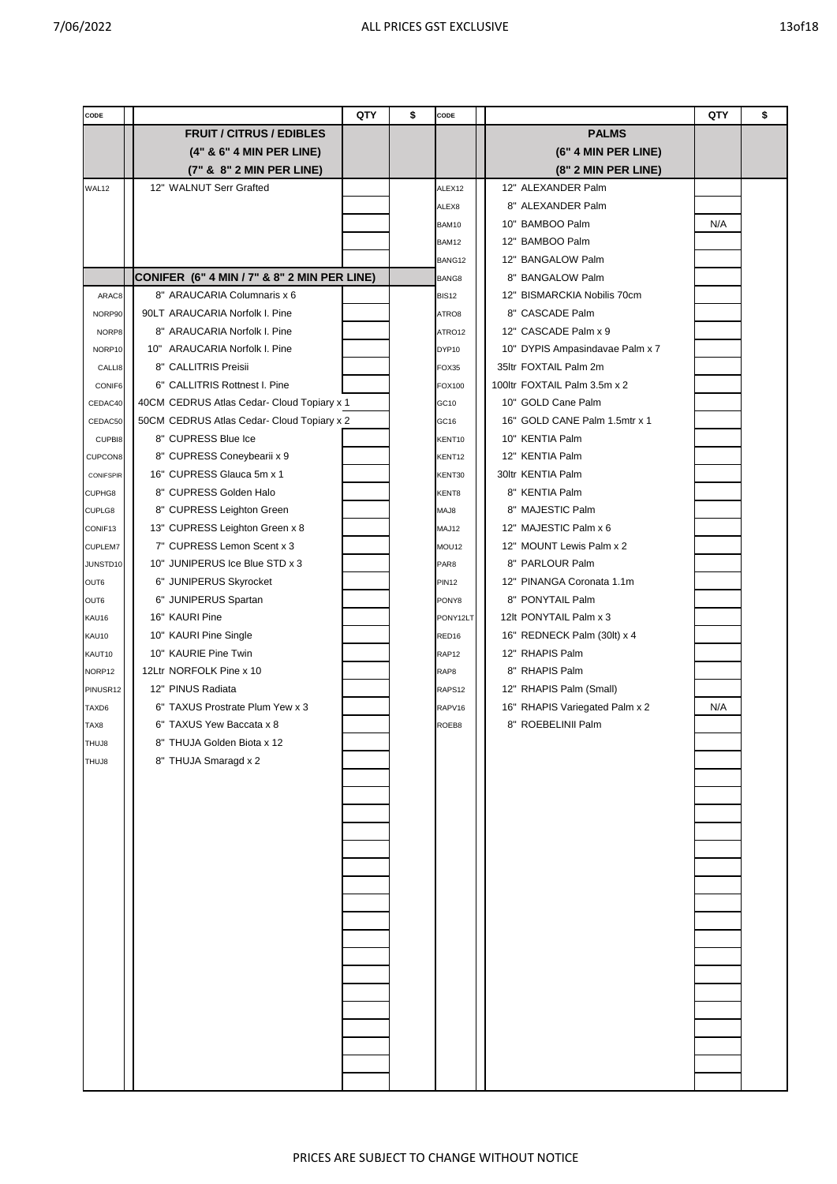ALL PRICES GST EXCLUSIVE

| CODE | | QTY | $ | CODE | | QTY | $ |
|---|---|---|---|---|---|---|---|
| | **FRUIT / CITRUS / EDIBLES** | | | | **PALMS** | | |
| | **(4" & 6" 4 MIN PER LINE)** | | | | **(6" 4 MIN PER LINE)** | | |
| | **(7" & 8" 2 MIN PER LINE)** | | | | **(8" 2 MIN PER LINE)** | | |
| WAL12 | 12" WALNUT Serr Grafted | | | ALEX12 | 12" ALEXANDER Palm | | |
| | | | | ALEX8 | 8" ALEXANDER Palm | | |
| | | | | BAM10 | 10" BAMBOO Palm | N/A | |
| | | | | BAM12 | 12" BAMBOO Palm | | |
| | | | | BANG12 | 12" BANGALOW Palm | | |
| | **CONIFER (6" 4 MIN / 7" & 8" 2 MIN PER LINE)** | | | BANG8 | 8" BANGALOW Palm | | |
| ARAC8 | 8" ARAUCARIA Columnaris x 6 | | | BIS12 | 12" BISMARCKIA Nobilis 70cm | | |
| NORP90 | 90LT ARAUCARIA Norfolk I. Pine | | | ATRO8 | 8" CASCADE Palm | | |
| NORP8 | 8" ARAUCARIA Norfolk I. Pine | | | ATRO12 | 12" CASCADE Palm x 9 | | |
| NORP10 | 10" ARAUCARIA Norfolk I. Pine | | | DYP10 | 10" DYPIS Ampasindavae Palm x 7 | | |
| CALLI8 | 8" CALLITRIS Preisii | | | FOX35 | 35ltr FOXTAIL Palm 2m | | |
| CONIF6 | 6" CALLITRIS Rottnest I. Pine | | | FOX100 | 100ltr FOXTAIL Palm 3.5m x 2 | | |
| CEDAC40 | 40CM CEDRUS Atlas Cedar- Cloud Topiary x 1 | | | GC10 | 10" GOLD Cane Palm | | |
| CEDAC50 | 50CM CEDRUS Atlas Cedar- Cloud Topiary x 2 | | | GC16 | 16" GOLD CANE Palm 1.5mtr x 1 | | |
| CUPBI8 | 8" CUPRESS Blue Ice | | | KENT10 | 10" KENTIA Palm | | |
| CUPCON8 | 8" CUPRESS Coneybearii x 9 | | | KENT12 | 12" KENTIA Palm | | |
| CONIFSPIR | 16" CUPRESS Glauca 5m x 1 | | | KENT30 | 30ltr KENTIA Palm | | |
| CUPHG8 | 8" CUPRESS Golden Halo | | | KENT8 | 8" KENTIA Palm | | |
| CUPLG8 | 8" CUPRESS Leighton Green | | | MAJ8 | 8" MAJESTIC Palm | | |
| CONIF13 | 13" CUPRESS Leighton Green x 8 | | | MAJ12 | 12" MAJESTIC Palm x 6 | | |
| CUPLEM7 | 7" CUPRESS Lemon Scent x 3 | | | MOU12 | 12" MOUNT Lewis Palm x 2 | | |
| JUNSTD10 | 10" JUNIPERUS Ice Blue STD x 3 | | | PAR8 | 8" PARLOUR Palm | | |
| OUT6 | 6" JUNIPERUS Skyrocket | | | PIN12 | 12" PINANGA Coronata 1.1m | | |
| OUT6 | 6" JUNIPERUS Spartan | | | PONY8 | 8" PONYTAIL Palm | | |
| KAU16 | 16" KAURI Pine | | | PONY12LT | 12lt PONYTAIL Palm x 3 | | |
| KAU10 | 10" KAURI Pine Single | | | RED16 | 16" REDNECK Palm (30lt) x 4 | | |
| KAUT10 | 10" KAURIE Pine Twin | | | RAP12 | 12" RHAPIS Palm | | |
| NORP12 | 12Ltr NORFOLK Pine x 10 | | | RAP8 | 8" RHAPIS Palm | | |
| PINUSR12 | 12" PINUS Radiata | | | RAPS12 | 12" RHAPIS Palm (Small) | | |
| TAXD6 | 6" TAXUS Prostrate Plum Yew x 3 | | | RAPV16 | 16" RHAPIS Variegated Palm x 2 | N/A | |
| TAX8 | 6" TAXUS Yew Baccata x 8 | | | ROEB8 | 8" ROEBELINII Palm | | |
| THUJ8 | 8" THUJA Golden Biota x 12 | | | | | | |
| THUJ8 | 8" THUJA Smaragd x 2 | | | | | | |

PRICES ARE SUBJECT TO CHANGE WITHOUT NOTICE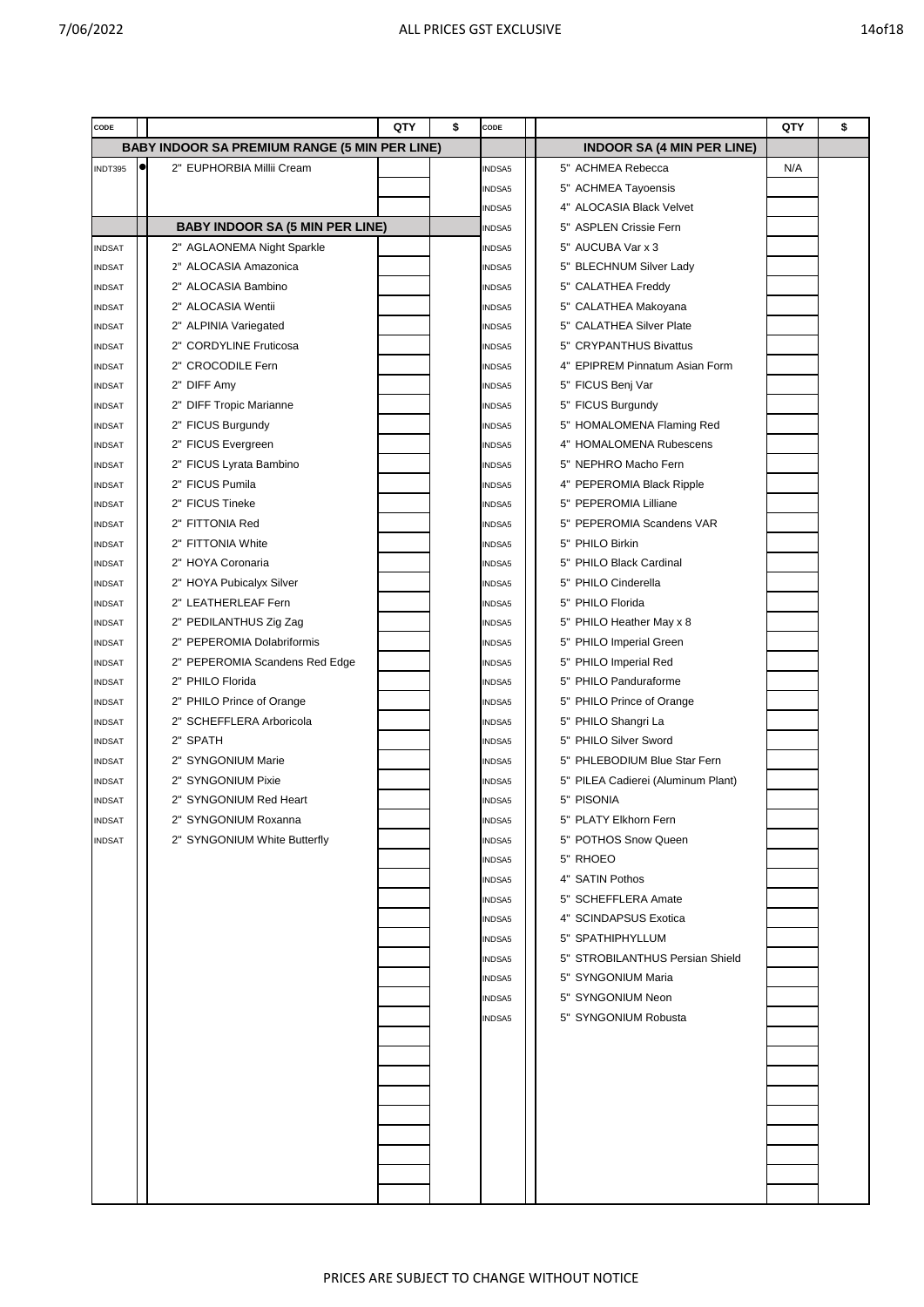| CODE | | | QTY | $ | CODE | | | QTY | $ |
|---|---|---|---|---|---|---|---|---|---|
| | | **BABY INDOOR SA PREMIUM RANGE (5 MIN PER LINE)** | | | | | **INDOOR SA (4 MIN PER LINE)** | | |
| INDT395 | ● | 2" EUPHORBIA Millii Cream | | | INDSA5 | | 5" ACHMEA Rebecca | N/A | |
| | | | | | INDSA5 | | 5" ACHMEA Tayoensis | | |
| | | | | | INDSA5 | | 4" ALOCASIA Black Velvet | | |
| | | **BABY INDOOR SA (5 MIN PER LINE)** | | | INDSA5 | | 5" ASPLEN Crissie Fern | | |
| INDSAT | | 2" AGLAONEMA Night Sparkle | | | INDSA5 | | 5" AUCUBA Var x 3 | | |
| INDSAT | | 2" ALOCASIA Amazonica | | | INDSA5 | | 5" BLECHNUM Silver Lady | | |
| INDSAT | | 2" ALOCASIA Bambino | | | INDSA5 | | 5" CALATHEA Freddy | | |
| INDSAT | | 2" ALOCASIA Wentii | | | INDSA5 | | 5" CALATHEA Makoyana | | |
| INDSAT | | 2" ALPINIA Variegated | | | INDSA5 | | 5" CALATHEA Silver Plate | | |
| INDSAT | | 2" CORDYLINE Fruticosa | | | INDSA5 | | 5" CRYPANTHUS Bivattus | | |
| INDSAT | | 2" CROCODILE Fern | | | INDSA5 | | 4" EPIPREM Pinnatum Asian Form | | |
| INDSAT | | 2" DIFF Amy | | | INDSA5 | | 5" FICUS Benj Var | | |
| INDSAT | | 2" DIFF Tropic Marianne | | | INDSA5 | | 5" FICUS Burgundy | | |
| INDSAT | | 2" FICUS Burgundy | | | INDSA5 | | 5" HOMALOMENA Flaming Red | | |
| INDSAT | | 2" FICUS Evergreen | | | INDSA5 | | 4" HOMALOMENA Rubescens | | |
| INDSAT | | 2" FICUS Lyrata Bambino | | | INDSA5 | | 5" NEPHRO Macho Fern | | |
| INDSAT | | 2" FICUS Pumila | | | INDSA5 | | 4" PEPEROMIA Black Ripple | | |
| INDSAT | | 2" FICUS Tineke | | | INDSA5 | | 5" PEPEROMIA Lilliane | | |
| INDSAT | | 2" FITTONIA Red | | | INDSA5 | | 5" PEPEROMIA Scandens VAR | | |
| INDSAT | | 2" FITTONIA White | | | INDSA5 | | 5" PHILO Birkin | | |
| INDSAT | | 2" HOYA Coronaria | | | INDSA5 | | 5" PHILO Black Cardinal | | |
| INDSAT | | 2" HOYA Pubicalyx Silver | | | INDSA5 | | 5" PHILO Cinderella | | |
| INDSAT | | 2" LEATHERLEAF Fern | | | INDSA5 | | 5" PHILO Florida | | |
| INDSAT | | 2" PEDILANTHUS Zig Zag | | | INDSA5 | | 5" PHILO Heather May x 8 | | |
| INDSAT | | 2" PEPEROMIA Dolabriformis | | | INDSA5 | | 5" PHILO Imperial Green | | |
| INDSAT | | 2" PEPEROMIA Scandens Red Edge | | | INDSA5 | | 5" PHILO Imperial Red | | |
| INDSAT | | 2" PHILO Florida | | | INDSA5 | | 5" PHILO Panduraforme | | |
| INDSAT | | 2" PHILO Prince of Orange | | | INDSA5 | | 5" PHILO Prince of Orange | | |
| INDSAT | | 2" SCHEFFLERA Arboricola | | | INDSA5 | | 5" PHILO Shangri La | | |
| INDSAT | | 2" SPATH | | | INDSA5 | | 5" PHILO Silver Sword | | |
| INDSAT | | 2" SYNGONIUM Marie | | | INDSA5 | | 5" PHLEBODIUM Blue Star Fern | | |
| INDSAT | | 2" SYNGONIUM Pixie | | | INDSA5 | | 5" PILEA Cadierei (Aluminum Plant) | | |
| INDSAT | | 2" SYNGONIUM Red Heart | | | INDSA5 | | 5" PISONIA | | |
| INDSAT | | 2" SYNGONIUM Roxanna | | | INDSA5 | | 5" PLATY Elkhorn Fern | | |
| INDSAT | | 2" SYNGONIUM White Butterfly | | | INDSA5 | | 5" POTHOS Snow Queen | | |
| | | | | | INDSA5 | | 5" RHOEO | | |
| | | | | | INDSA5 | | 4" SATIN Pothos | | |
| | | | | | INDSA5 | | 5" SCHEFFLERA Amate | | |
| | | | | | INDSA5 | | 4" SCINDAPSUS Exotica | | |
| | | | | | INDSA5 | | 5" SPATHIPHYLLUM | | |
| | | | | | INDSA5 | | 5" STROBILANTHUS Persian Shield | | |
| | | | | | INDSA5 | | 5" SYNGONIUM Maria | | |
| | | | | | INDSA5 | | 5" SYNGONIUM Neon | | |
| | | | | | INDSA5 | | 5" SYNGONIUM Robusta | | |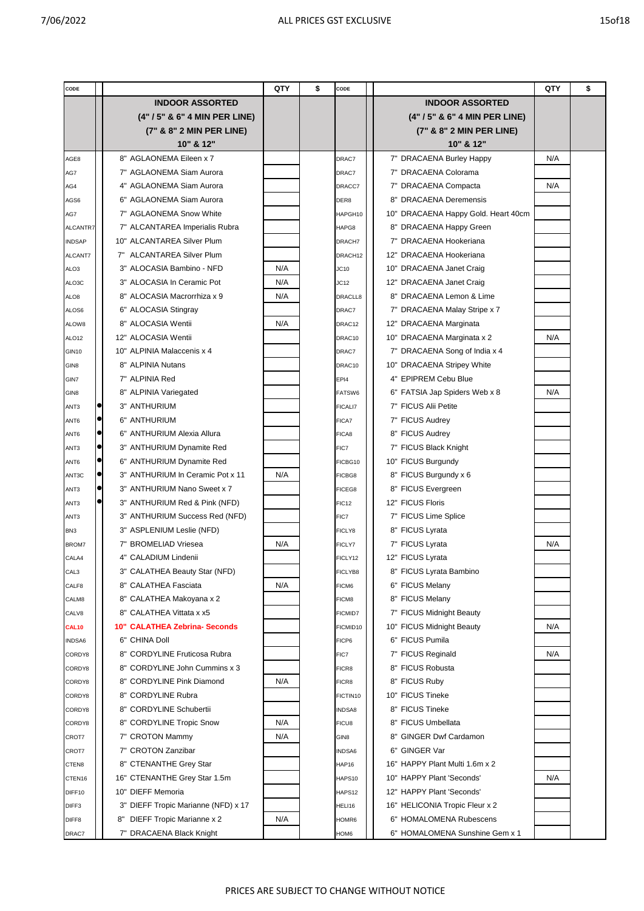ALL PRICES GST EXCLUSIVE

| CODE | | | QTY | $ | CODE | | | QTY | $ |
|---|---|---|---|---|---|---|---|---|---|
| | | **INDOOR ASSORTED (4" / 5" & 6" 4 MIN PER LINE) (7" & 8" 2 MIN PER LINE) 10" & 12"** | | | | | **INDOOR ASSORTED (4" / 5" & 6" 4 MIN PER LINE) (7" & 8" 2 MIN PER LINE) 10" & 12"** | | |
| AGE8 | | 8" AGLAONEMA Eileen x 7 | | | DRAC7 | | 7" DRACAENA Burley Happy | N/A | |
| AG7 | | 7" AGLAONEMA Siam Aurora | | | DRAC7 | | 7" DRACAENA Colorama | | |
| AG4 | | 4" AGLAONEMA Siam Aurora | | | DRACC7 | | 7" DRACAENA Compacta | N/A | |
| AGS6 | | 6" AGLAONEMA Siam Aurora | | | DER8 | | 8" DRACAENA Deremensis | | |
| AG7 | | 7" AGLAONEMA Snow White | | | HAPGH10 | | 10" DRACAENA Happy Gold. Heart 40cm | | |
| ALCANTR7 | | 7" ALCANTAREA Imperialis Rubra | | | HAPG8 | | 8" DRACAENA Happy Green | | |
| INDSAP | | 10" ALCANTAREA Silver Plum | | | DRACH7 | | 7" DRACAENA Hookeriana | | |
| ALCANT7 | | 7" ALCANTAREA Silver Plum | | | DRACH12 | | 12" DRACAENA Hookeriana | | |
| ALO3 | | 3" ALOCASIA Bambino - NFD | N/A | | JC10 | | 10" DRACAENA Janet Craig | | |
| ALO3C | | 3" ALOCASIA In Ceramic Pot | N/A | | JC12 | | 12" DRACAENA Janet Craig | | |
| ALO8 | | 8" ALOCASIA Macrorrhiza x 9 | N/A | | DRACLL8 | | 8" DRACAENA Lemon & Lime | | |
| ALOS6 | | 6" ALOCASIA Stingray | | | DRAC7 | | 7" DRACAENA Malay Stripe x 7 | | |
| ALOW8 | | 8" ALOCASIA Wentii | N/A | | DRAC12 | | 12" DRACAENA Marginata | | |
| ALO12 | | 12" ALOCASIA Wentii | | | DRAC10 | | 10" DRACAENA Marginata x 2 | N/A | |
| GIN10 | | 10" ALPINIA Malaccenis x 4 | | | DRAC7 | | 7" DRACAENA Song of India x 4 | | |
| GIN8 | | 8" ALPINIA Nutans | | | DRAC10 | | 10" DRACAENA Stripey White | | |
| GIN7 | | 7" ALPINIA Red | | | EPI4 | | 4" EPIPREM Cebu Blue | | |
| GIN8 | | 8" ALPINIA Variegated | | | FATSW6 | | 6" FATSIA Jap Spiders Web x 8 | N/A | |
| ANT3 | ● | 3" ANTHURIUM | | | FICALI7 | | 7" FICUS Alii Petite | | |
| ANT6 | ● | 6" ANTHURIUM | | | FICA7 | | 7" FICUS Audrey | | |
| ANT6 | ● | 6" ANTHURIUM Alexia Allura | | | FICA8 | | 8" FICUS Audrey | | |
| ANT3 | ● | 3" ANTHURIUM Dynamite Red | | | FIC7 | | 7" FICUS Black Knight | | |
| ANT6 | ● | 6" ANTHURIUM Dynamite Red | | | FICBG10 | | 10" FICUS Burgundy | | |
| ANT3C | ● | 3" ANTHURIUM In Ceramic Pot x 11 | N/A | | FICBG8 | | 8" FICUS Burgundy x 6 | | |
| ANT3 | ● | 3" ANTHURIUM Nano Sweet x 7 | | | FICEG8 | | 8" FICUS Evergreen | | |
| ANT3 | ● | 3" ANTHURIUM Red & Pink (NFD) | | | FIC12 | | 12" FICUS Floris | | |
| ANT3 | | 3" ANTHURIUM Success Red (NFD) | | | FIC7 | | 7" FICUS Lime Splice | | |
| BN3 | | 3" ASPLENIUM Leslie (NFD) | | | FICLY8 | | 8" FICUS Lyrata | | |
| BROM7 | | 7" BROMELIAD Vriesea | N/A | | FICLY7 | | 7" FICUS Lyrata | N/A | |
| CALA4 | | 4" CALADIUM Lindenii | | | FICLY12 | | 12" FICUS Lyrata | | |
| CAL3 | | 3" CALATHEA Beauty Star (NFD) | | | FICLYB8 | | 8" FICUS Lyrata Bambino | | |
| CALF8 | | 8" CALATHEA Fasciata | N/A | | FICM6 | | 6" FICUS Melany | | |
| CALM8 | | 8" CALATHEA Makoyana x 2 | | | FICM8 | | 8" FICUS Melany | | |
| CALV8 | | 8" CALATHEA Vittata x x5 | | | FICMID7 | | 7" FICUS Midnight Beauty | | |
| **CAL10** | | **10" CALATHEA Zebrina- Seconds** | | | FICMID10 | | 10" FICUS Midnight Beauty | N/A | |
| INDSA6 | | 6" CHINA Doll | | | FICP6 | | 6" FICUS Pumila | | |
| CORDY8 | | 8" CORDYLINE Fruticosa Rubra | | | FIC7 | | 7" FICUS Reginald | N/A | |
| CORDY8 | | 8" CORDYLINE John Cummins x 3 | | | FICR8 | | 8" FICUS Robusta | | |
| CORDY8 | | 8" CORDYLINE Pink Diamond | N/A | | FICR8 | | 8" FICUS Ruby | | |
| CORDY8 | | 8" CORDYLINE Rubra | | | FICTIN10 | | 10" FICUS Tineke | | |
| CORDY8 | | 8" CORDYLINE Schubertii | | | INDSA8 | | 8" FICUS Tineke | | |
| CORDY8 | | 8" CORDYLINE Tropic Snow | N/A | | FICU8 | | 8" FICUS Umbellata | | |
| CROT7 | | 7" CROTON Mammy | N/A | | GIN8 | | 8" GINGER Dwf Cardamon | | |
| CROT7 | | 7" CROTON Zanzibar | | | INDSA6 | | 6" GINGER Var | | |
| CTEN8 | | 8" CTENANTHE Grey Star | | | HAP16 | | 16" HAPPY Plant Multi 1.6m x 2 | | |
| CTEN16 | | 16" CTENANTHE Grey Star 1.5m | | | HAPS10 | | 10" HAPPY Plant 'Seconds' | N/A | |
| DIFF10 | | 10" DIEFF Memoria | | | HAPS12 | | 12" HAPPY Plant 'Seconds' | | |
| DIFF3 | | 3" DIEFF Tropic Marianne (NFD) x 17 | | | HELI16 | | 16" HELICONIA Tropic Fleur x 2 | | |
| DIFF8 | | 8" DIEFF Tropic Marianne x 2 | N/A | | HOMR6 | | 6" HOMALOMENA Rubescens | | |
| DRAC7 | | 7" DRACAENA Black Knight | | | HOM6 | | 6" HOMALOMENA Sunshine Gem x 1 | | |

PRICES ARE SUBJECT TO CHANGE WITHOUT NOTICE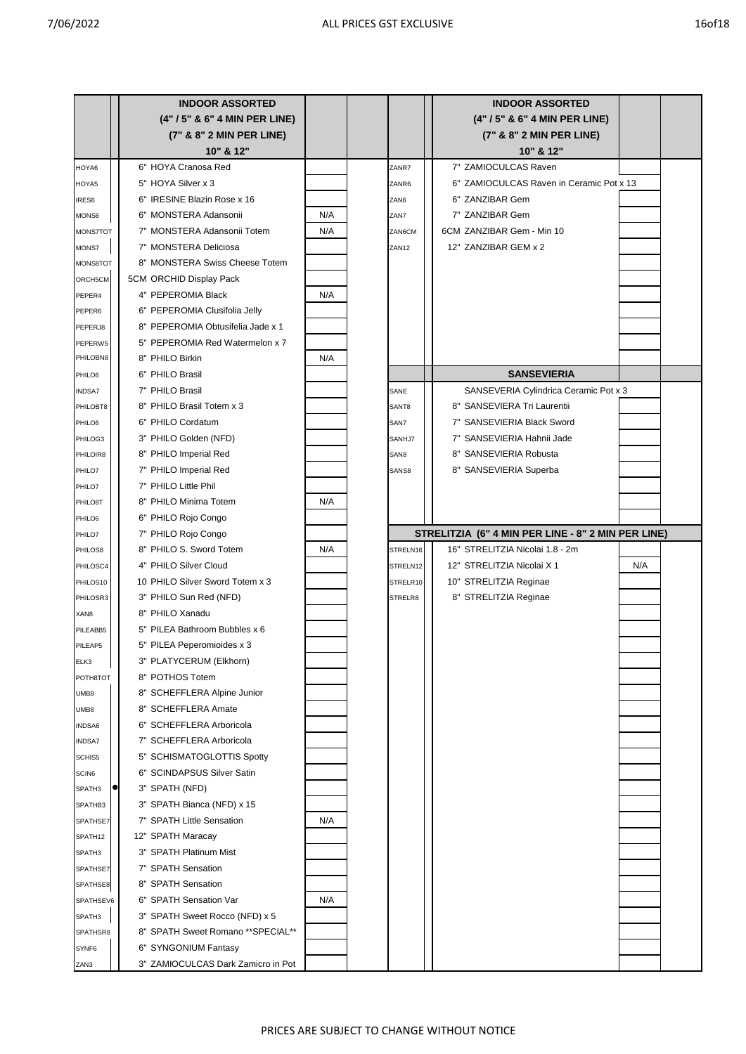ALL PRICES GST EXCLUSIVE

| Code | | INDOOR ASSORTED (4" / 5" & 6" 4 MIN PER LINE) (7" & 8" 2 MIN PER LINE) 10" & 12" | | |
|---|---|---|---|---|
| HOYA6 | | 6" HOYA Cranosa Red | | |
| HOYA5 | | 5" HOYA Silver x 3 | | |
| IRES6 | | 6" IRESINE Blazin Rose x 16 | | |
| MONS6 | | 6" MONSTERA Adansonii | N/A | |
| MONS7TOT | | 7" MONSTERA Adansonii Totem | N/A | |
| MONS7 | | 7" MONSTERA Deliciosa | | |
| MONS8TOT | | 8" MONSTERA Swiss Cheese Totem | | |
| ORCH5CM | | 5CM ORCHID Display Pack | | |
| PEPER4 | | 4" PEPEROMIA Black | N/A | |
| PEPER6 | | 6" PEPEROMIA Clusifolia Jelly | | |
| PEPERJ8 | | 8" PEPEROMIA Obtusifelia Jade x 1 | | |
| PEPERW5 | | 5" PEPEROMIA Red Watermelon x 7 | | |
| PHILOBN8 | | 8" PHILO Birkin | N/A | |
| PHILO6 | | 6" PHILO Brasil | | |
| INDSA7 | | 7" PHILO Brasil | | |
| PHILOBT8 | | 8" PHILO Brasil Totem x 3 | | |
| PHILO6 | | 6" PHILO Cordatum | | |
| PHILOG3 | | 3" PHILO Golden (NFD) | | |
| PHILOIR8 | | 8" PHILO Imperial Red | | |
| PHILO7 | | 7" PHILO Imperial Red | | |
| PHILO7 | | 7" PHILO Little Phil | | |
| PHILO8T | | 8" PHILO Minima Totem | N/A | |
| PHILO6 | | 6" PHILO Rojo Congo | | |
| PHILO7 | | 7" PHILO Rojo Congo | | |
| PHILOS8 | | 8" PHILO S. Sword Totem | N/A | |
| PHILOSC4 | | 4" PHILO Silver Cloud | | |
| PHILOS10 | | 10 PHILO Silver Sword Totem x 3 | | |
| PHILOSR3 | | 3" PHILO Sun Red (NFD) | | |
| XAN8 | | 8" PHILO Xanadu | | |
| PILEABB5 | | 5" PILEA Bathroom Bubbles x 6 | | |
| PILEAP5 | | 5" PILEA Peperomioides x 3 | | |
| ELK3 | | 3" PLATYCERUM (Elkhorn) | | |
| POTH8TOT | | 8" POTHOS Totem | | |
| UMB8 | | 8" SCHEFFLERA Alpine Junior | | |
| UMB8 | | 8" SCHEFFLERA Amate | | |
| INDSA6 | | 6" SCHEFFLERA Arboricola | | |
| INDSA7 | | 7" SCHEFFLERA Arboricola | | |
| SCHIS5 | | 5" SCHISMATOGLOTTIS Spotty | | |
| SCIN6 | | 6" SCINDAPSUS Silver Satin | | |
| SPATH3 | ● | 3" SPATH (NFD) | | |
| SPATHB3 | | 3" SPATH Bianca (NFD) x 15 | | |
| SPATHSE7 | | 7" SPATH Little Sensation | N/A | |
| SPATH12 | | 12" SPATH Maracay | | |
| SPATH3 | | 3" SPATH Platinum Mist | | |
| SPATHSE7 | | 7" SPATH Sensation | | |
| SPATHSE8 | | 8" SPATH Sensation | | |
| SPATHSEV6 | | 6" SPATH Sensation Var | N/A | |
| SPATH3 | | 3" SPATH Sweet Rocco (NFD) x 5 | | |
| SPATHSR8 | | 8" SPATH Sweet Romano **SPECIAL** | | |
| SYNF6 | | 6" SYNGONIUM Fantasy | | |
| ZAN3 | | 3" ZAMIOCULCAS Dark Zamicro in Pot | | |

| Code | | INDOOR ASSORTED (4" / 5" & 6" 4 MIN PER LINE) (7" & 8" 2 MIN PER LINE) 10" & 12" | | |
|---|---|---|---|---|
| ZANR7 | | 7" ZAMIOCULCAS Raven | | |
| ZANR6 | | 6" ZAMIOCULCAS Raven in Ceramic Pot x 13 | | |
| ZAN6 | | 6" ZANZIBAR Gem | | |
| ZAN7 | | 7" ZANZIBAR Gem | | |
| ZAN6CM | | 6CM ZANZIBAR Gem - Min 10 | | |
| ZAN12 | | 12" ZANZIBAR GEM x 2 | | |
| | | **SANSEVIERIA** | | |
| SANE | | SANSEVERIA Cylindrica Ceramic Pot x 3 | | |
| SANT8 | | 8" SANSEVIERA Tri Laurentii | | |
| SAN7 | | 7" SANSEVIERIA Black Sword | | |
| SANHJ7 | | 7" SANSEVIERIA Hahnii Jade | | |
| SAN8 | | 8" SANSEVIERIA Robusta | | |
| SANS8 | | 8" SANSEVIERIA Superba | | |
| | | **STRELITZIA (6" 4 MIN PER LINE - 8" 2 MIN PER LINE)** | | |
| STRELN16 | | 16" STRELITZIA Nicolai 1.8 - 2m | | |
| STRELN12 | | 12" STRELITZIA Nicolai X 1 | N/A | |
| STRELR10 | | 10" STRELITZIA Reginae | | |
| STRELR8 | | 8" STRELITZIA Reginae | | |

PRICES ARE SUBJECT TO CHANGE WITHOUT NOTICE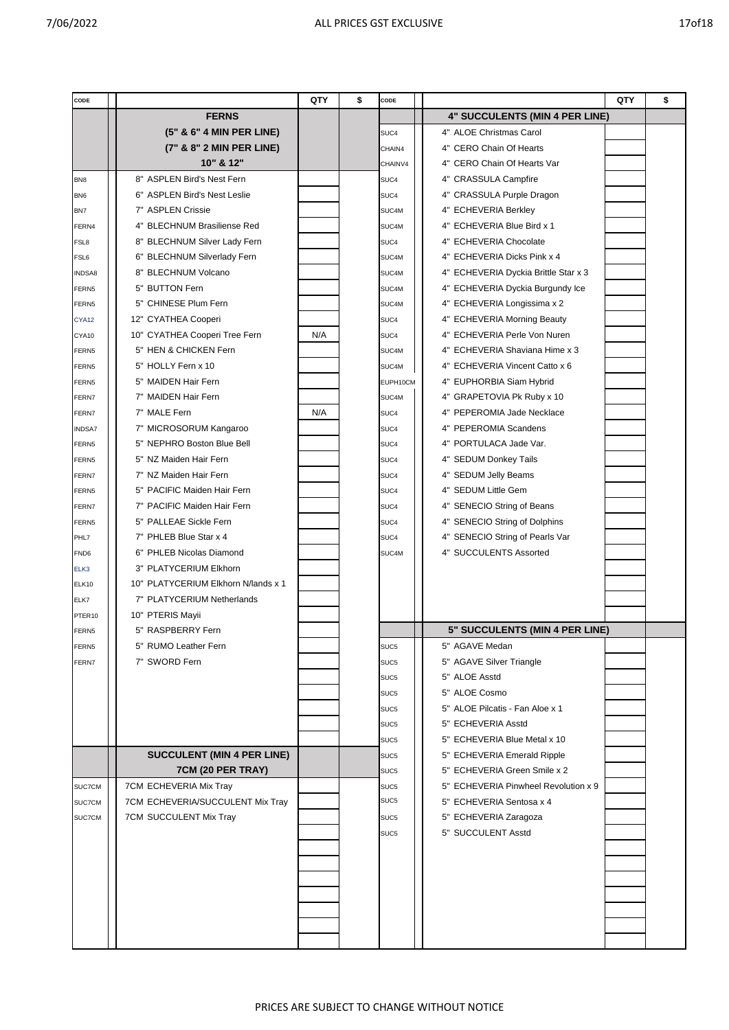ALL PRICES GST EXCLUSIVE

| CODE | | QTY | $ | CODE | | QTY | $ |
|---|---|---|---|---|---|---|---|
| | **FERNS** | | | | **4" SUCCULENTS (MIN 4 PER LINE)** | | |
| | **(5" & 6" 4 MIN PER LINE)** | | | SUC4 | 4" ALOE Christmas Carol | | |
| | **(7" & 8" 2 MIN PER LINE)** | | | CHAIN4 | 4" CERO Chain Of Hearts | | |
| | **10" & 12"** | | | CHAINV4 | 4" CERO Chain Of Hearts Var | | |
| BN8 | 8" ASPLEN Bird's Nest Fern | | | SUC4 | 4" CRASSULA Campfire | | |
| BN6 | 6" ASPLEN Bird's Nest Leslie | | | SUC4 | 4" CRASSULA Purple Dragon | | |
| BN7 | 7" ASPLEN Crissie | | | SUC4M | 4" ECHEVERIA Berkley | | |
| FERN4 | 4" BLECHNUM Brasiliense Red | | | SUC4M | 4" ECHEVERIA Blue Bird x 1 | | |
| FSL8 | 8" BLECHNUM Silver Lady Fern | | | SUC4 | 4" ECHEVERIA Chocolate | | |
| FSL6 | 6" BLECHNUM Silverlady Fern | | | SUC4M | 4" ECHEVERIA Dicks Pink x 4 | | |
| INDSA8 | 8" BLECHNUM Volcano | | | SUC4M | 4" ECHEVERIA Dyckia Brittle Star x 3 | | |
| FERN5 | 5" BUTTON Fern | | | SUC4M | 4" ECHEVERIA Dyckia Burgundy Ice | | |
| FERN5 | 5" CHINESE Plum Fern | | | SUC4M | 4" ECHEVERIA Longissima x 2 | | |
| CYA12 | 12" CYATHEA Cooperi | | | SUC4 | 4" ECHEVERIA Morning Beauty | | |
| CYA10 | 10" CYATHEA Cooperi Tree Fern | N/A | | SUC4 | 4" ECHEVERIA Perle Von Nuren | | |
| FERN5 | 5" HEN & CHICKEN Fern | | | SUC4M | 4" ECHEVERIA Shaviana Hime x 3 | | |
| FERN5 | 5" HOLLY Fern x 10 | | | SUC4M | 4" ECHEVERIA Vincent Catto x 6 | | |
| FERN5 | 5" MAIDEN Hair Fern | | | EUPH10CM | 4" EUPHORBIA Siam Hybrid | | |
| FERN7 | 7" MAIDEN Hair Fern | | | SUC4M | 4" GRAPETOVIA Pk Ruby x 10 | | |
| FERN7 | 7" MALE Fern | N/A | | SUC4 | 4" PEPEROMIA Jade Necklace | | |
| INDSA7 | 7" MICROSORUM Kangaroo | | | SUC4 | 4" PEPEROMIA Scandens | | |
| FERN5 | 5" NEPHRO Boston Blue Bell | | | SUC4 | 4" PORTULACA Jade Var. | | |
| FERN5 | 5" NZ Maiden Hair Fern | | | SUC4 | 4" SEDUM Donkey Tails | | |
| FERN7 | 7" NZ Maiden Hair Fern | | | SUC4 | 4" SEDUM Jelly Beams | | |
| FERN5 | 5" PACIFIC Maiden Hair Fern | | | SUC4 | 4" SEDUM Little Gem | | |
| FERN7 | 7" PACIFIC Maiden Hair Fern | | | SUC4 | 4" SENECIO String of Beans | | |
| FERN5 | 5" PALLEAE Sickle Fern | | | SUC4 | 4" SENECIO String of Dolphins | | |
| PHL7 | 7" PHLEB Blue Star x 4 | | | SUC4 | 4" SENECIO String of Pearls Var | | |
| FND6 | 6" PHLEB Nicolas Diamond | | | SUC4M | 4" SUCCULENTS Assorted | | |
| ELK3 | 3" PLATYCERIUM Elkhorn | | | | | | |
| ELK10 | 10" PLATYCERIUM Elkhorn N/lands x 1 | | | | | | |
| ELK7 | 7" PLATYCERIUM Netherlands | | | | | | |
| PTER10 | 10" PTERIS Mayii | | | | | | |
| FERN5 | 5" RASPBERRY Fern | | | | **5" SUCCULENTS (MIN 4 PER LINE)** | | |
| FERN5 | 5" RUMO Leather Fern | | | SUC5 | 5" AGAVE Medan | | |
| FERN7 | 7" SWORD Fern | | | SUC5 | 5" AGAVE Silver Triangle | | |
| | | | | SUC5 | 5" ALOE Asstd | | |
| | | | | SUC5 | 5" ALOE Cosmo | | |
| | | | | SUC5 | 5" ALOE Pilcatis - Fan Aloe x 1 | | |
| | | | | SUC5 | 5" ECHEVERIA Asstd | | |
| | | | | SUC5 | 5" ECHEVERIA Blue Metal x 10 | | |
| | **SUCCULENT (MIN 4 PER LINE)** | | | SUC5 | 5" ECHEVERIA Emerald Ripple | | |
| | **7CM (20 PER TRAY)** | | | SUC5 | 5" ECHEVERIA Green Smile x 2 | | |
| SUC7CM | 7CM ECHEVERIA Mix Tray | | | SUC5 | 5" ECHEVERIA Pinwheel Revolution x 9 | | |
| SUC7CM | 7CM ECHEVERIA/SUCCULENT Mix Tray | | | SUC5 | 5" ECHEVERIA Sentosa x 4 | | |
| SUC7CM | 7CM SUCCULENT Mix Tray | | | SUC5 | 5" ECHEVERIA Zaragoza | | |
| | | | | SUC5 | 5" SUCCULENT Asstd | | |

PRICES ARE SUBJECT TO CHANGE WITHOUT NOTICE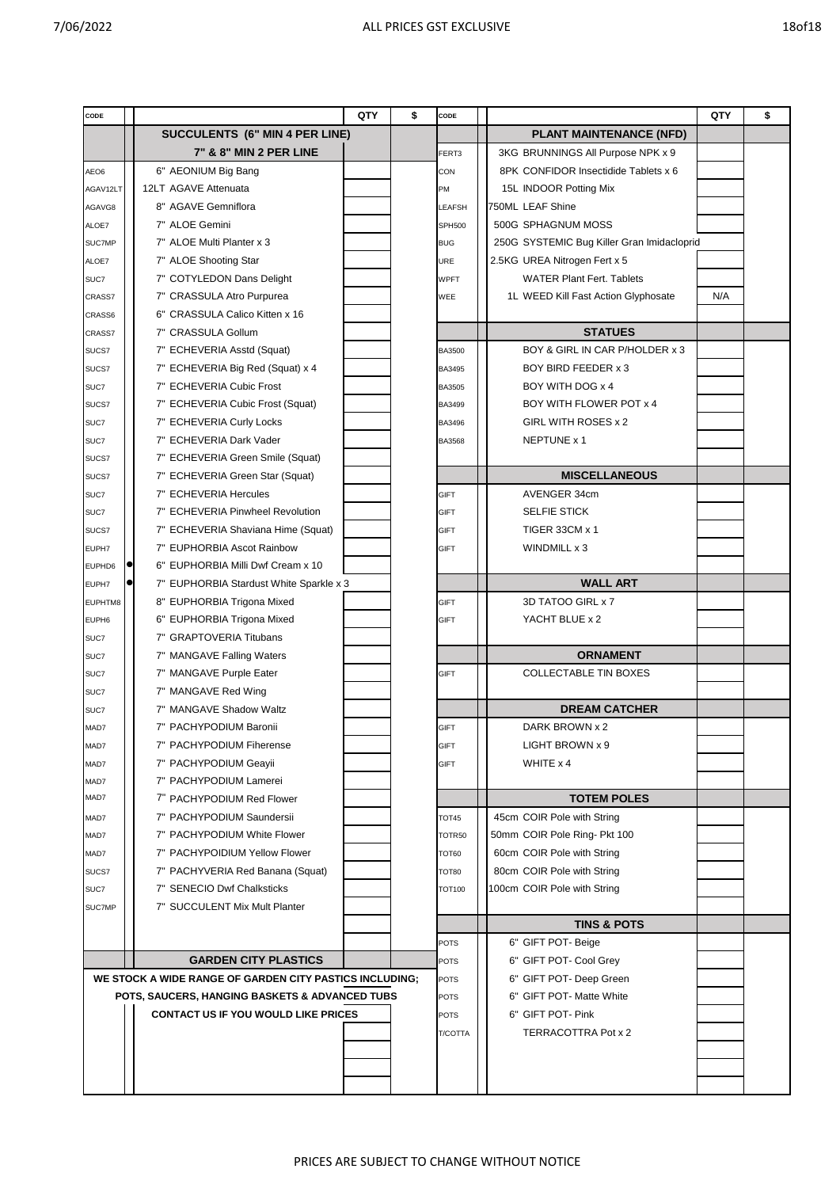ALL PRICES GST EXCLUSIVE

| CODE | | | QTY | $ | CODE | | | QTY | $ |
|---|---|---|---|---|---|---|---|---|---|
| | | **SUCCULENTS (6" MIN 4 PER LINE)** | | | | | **PLANT MAINTENANCE (NFD)** | | |
| | | **7" & 8" MIN 2 PER LINE** | | | FERT3 | | 3KG BRUNNINGS All Purpose NPK x 9 | | |
| AEO6 | | 6" AEONIUM Big Bang | | | CON | | 8PK CONFIDOR Insectidide Tablets x 6 | | |
| AGAV12LT | | 12LT AGAVE Attenuata | | | PM | | 15L INDOOR Potting Mix | | |
| AGAVG8 | | 8" AGAVE Gemniflora | | | LEAFSH | | 750ML LEAF Shine | | |
| ALOE7 | | 7" ALOE Gemini | | | SPH500 | | 500G SPHAGNUM MOSS | | |
| SUC7MP | | 7" ALOE Multi Planter x 3 | | | BUG | | 250G SYSTEMIC Bug Killer Gran Imidacloprid | | |
| ALOE7 | | 7" ALOE Shooting Star | | | URE | | 2.5KG UREA Nitrogen Fert x 5 | | |
| SUC7 | | 7" COTYLEDON Dans Delight | | | WPFT | | WATER Plant Fert. Tablets | | |
| CRASS7 | | 7" CRASSULA Atro Purpurea | | | WEE | | 1L WEED Kill Fast Action Glyphosate | N/A | |
| CRASS6 | | 6" CRASSULA Calico Kitten x 16 | | | | | | | |
| CRASS7 | | 7" CRASSULA Gollum | | | | | **STATUES** | | |
| SUCS7 | | 7" ECHEVERIA Asstd (Squat) | | | BA3500 | | BOY & GIRL IN CAR P/HOLDER x 3 | | |
| SUCS7 | | 7" ECHEVERIA Big Red (Squat) x 4 | | | BA3495 | | BOY BIRD FEEDER x 3 | | |
| SUC7 | | 7" ECHEVERIA Cubic Frost | | | BA3505 | | BOY WITH DOG x 4 | | |
| SUCS7 | | 7" ECHEVERIA Cubic Frost (Squat) | | | BA3499 | | BOY WITH FLOWER POT x 4 | | |
| SUC7 | | 7" ECHEVERIA Curly Locks | | | BA3496 | | GIRL WITH ROSES x 2 | | |
| SUC7 | | 7" ECHEVERIA Dark Vader | | | BA3568 | | NEPTUNE x 1 | | |
| SUCS7 | | 7" ECHEVERIA Green Smile (Squat) | | | | | | | |
| SUCS7 | | 7" ECHEVERIA Green Star (Squat) | | | | | **MISCELLANEOUS** | | |
| SUC7 | | 7" ECHEVERIA Hercules | | | GIFT | | AVENGER 34cm | | |
| SUC7 | | 7" ECHEVERIA Pinwheel Revolution | | | GIFT | | SELFIE STICK | | |
| SUCS7 | | 7" ECHEVERIA Shaviana Hime (Squat) | | | GIFT | | TIGER 33CM x 1 | | |
| EUPH7 | | 7" EUPHORBIA Ascot Rainbow | | | GIFT | | WINDMILL x 3 | | |
| EUPHD6 | ● | 6" EUPHORBIA Milli Dwf Cream x 10 | | | | | | | |
| EUPH7 | ● | 7" EUPHORBIA Stardust White Sparkle x 3 | | | | | **WALL ART** | | |
| EUPHTM8 | | 8" EUPHORBIA Trigona Mixed | | | GIFT | | 3D TATOO GIRL x 7 | | |
| EUPH6 | | 6" EUPHORBIA Trigona Mixed | | | GIFT | | YACHT BLUE x 2 | | |
| SUC7 | | 7" GRAPTOVERIA Titubans | | | | | | | |
| SUC7 | | 7" MANGAVE Falling Waters | | | | | **ORNAMENT** | | |
| SUC7 | | 7" MANGAVE Purple Eater | | | GIFT | | COLLECTABLE TIN BOXES | | |
| SUC7 | | 7" MANGAVE Red Wing | | | | | | | |
| SUC7 | | 7" MANGAVE Shadow Waltz | | | | | **DREAM CATCHER** | | |
| MAD7 | | 7" PACHYPODIUM Baronii | | | GIFT | | DARK BROWN x 2 | | |
| MAD7 | | 7" PACHYPODIUM Fiherense | | | GIFT | | LIGHT BROWN x 9 | | |
| MAD7 | | 7" PACHYPODIUM Geayii | | | GIFT | | WHITE x 4 | | |
| MAD7 | | 7" PACHYPODIUM Lamerei | | | | | | | |
| MAD7 | | 7" PACHYPODIUM Red Flower | | | | | **TOTEM POLES** | | |
| MAD7 | | 7" PACHYPODIUM Saundersii | | | TOT45 | | 45cm COIR Pole with String | | |
| MAD7 | | 7" PACHYPODIUM White Flower | | | TOTR50 | | 50mm COIR Pole Ring- Pkt 100 | | |
| MAD7 | | 7" PACHYPOIDIUM Yellow Flower | | | TOT60 | | 60cm COIR Pole with String | | |
| SUCS7 | | 7" PACHYVERIA Red Banana (Squat) | | | TOT80 | | 80cm COIR Pole with String | | |
| SUC7 | | 7" SENECIO Dwf Chalksticks | | | TOT100 | | 100cm COIR Pole with String | | |
| SUC7MP | | 7" SUCCULENT Mix Mult Planter | | | | | | | |
| | | | | | | | **TINS & POTS** | | |
| | | | | | POTS | | 6" GIFT POT- Beige | | |
| | | **GARDEN CITY PLASTICS** | | | POTS | | 6" GIFT POT- Cool Grey | | |
| | | **WE STOCK A WIDE RANGE OF GARDEN CITY PASTICS INCLUDING;** | | | POTS | | 6" GIFT POT- Deep Green | | |
| | | **POTS, SAUCERS, HANGING BASKETS & ADVANCED TUBS** | | | POTS | | 6" GIFT POT- Matte White | | |
| | | **CONTACT US IF YOU WOULD LIKE PRICES** | | | POTS | | 6" GIFT POT- Pink | | |
| | | | | | T/COTTA | | TERRACOTTRA Pot x 2 | | |

PRICES ARE SUBJECT TO CHANGE WITHOUT NOTICE